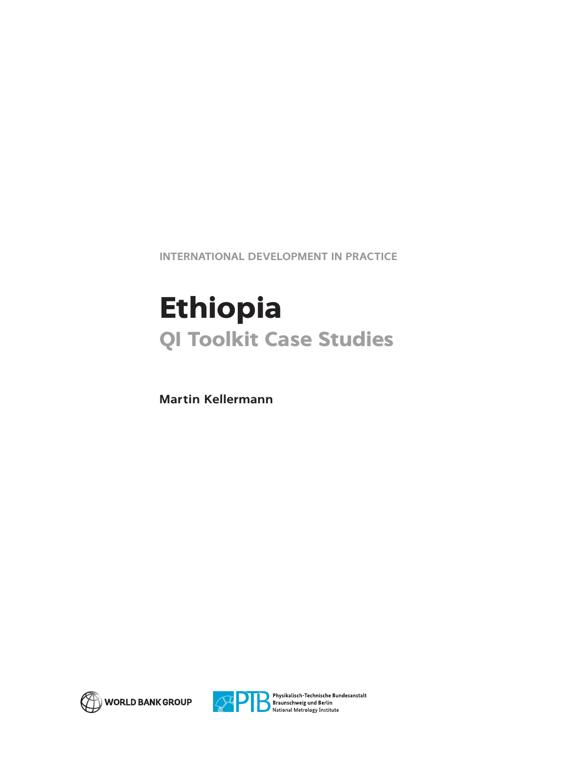INTERNATIONAL DEVELOPMENT IN PRACTICE

# Ethiopia

## QI Toolkit Case Studies

**Martin Kellermann**

WORLD BANK GROUP

PTB Physikalisch-Technische Bundesanstalt
Braunschweig und Berlin
National Metrology Institute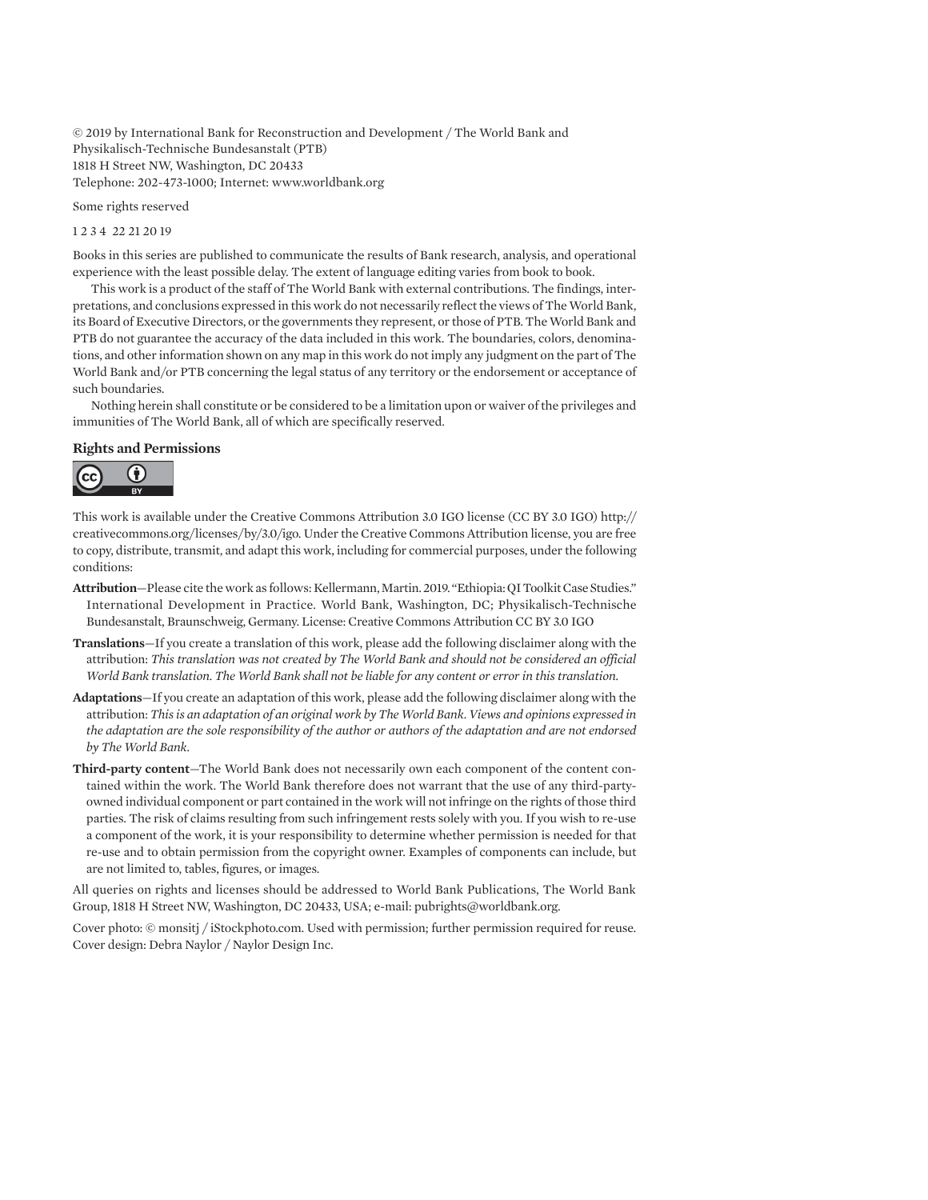© 2019 by International Bank for Reconstruction and Development / The World Bank and Physikalisch-Technische Bundesanstalt (PTB)
1818 H Street NW, Washington, DC 20433
Telephone: 202-473-1000; Internet: www.worldbank.org

Some rights reserved

1 2 3 4 22 21 20 19

Books in this series are published to communicate the results of Bank research, analysis, and operational experience with the least possible delay. The extent of language editing varies from book to book.

This work is a product of the staff of The World Bank with external contributions. The findings, interpretations, and conclusions expressed in this work do not necessarily reflect the views of The World Bank, its Board of Executive Directors, or the governments they represent, or those of PTB. The World Bank and PTB do not guarantee the accuracy of the data included in this work. The boundaries, colors, denominations, and other information shown on any map in this work do not imply any judgment on the part of The World Bank and/or PTB concerning the legal status of any territory or the endorsement or acceptance of such boundaries.

Nothing herein shall constitute or be considered to be a limitation upon or waiver of the privileges and immunities of The World Bank, all of which are specifically reserved.

**Rights and Permissions**

This work is available under the Creative Commons Attribution 3.0 IGO license (CC BY 3.0 IGO) http://creativecommons.org/licenses/by/3.0/igo. Under the Creative Commons Attribution license, you are free to copy, distribute, transmit, and adapt this work, including for commercial purposes, under the following conditions:

**Attribution**—Please cite the work as follows: Kellermann, Martin. 2019. "Ethiopia: QI Toolkit Case Studies." International Development in Practice. World Bank, Washington, DC; Physikalisch-Technische Bundesanstalt, Braunschweig, Germany. License: Creative Commons Attribution CC BY 3.0 IGO

**Translations**—If you create a translation of this work, please add the following disclaimer along with the attribution: *This translation was not created by The World Bank and should not be considered an official World Bank translation. The World Bank shall not be liable for any content or error in this translation.*

**Adaptations**—If you create an adaptation of this work, please add the following disclaimer along with the attribution: *This is an adaptation of an original work by The World Bank. Views and opinions expressed in the adaptation are the sole responsibility of the author or authors of the adaptation and are not endorsed by The World Bank.*

**Third-party content**—The World Bank does not necessarily own each component of the content contained within the work. The World Bank therefore does not warrant that the use of any third-party-owned individual component or part contained in the work will not infringe on the rights of those third parties. The risk of claims resulting from such infringement rests solely with you. If you wish to re-use a component of the work, it is your responsibility to determine whether permission is needed for that re-use and to obtain permission from the copyright owner. Examples of components can include, but are not limited to, tables, figures, or images.

All queries on rights and licenses should be addressed to World Bank Publications, The World Bank Group, 1818 H Street NW, Washington, DC 20433, USA; e-mail: pubrights@worldbank.org.

Cover photo: © monsitj / iStockphoto.com. Used with permission; further permission required for reuse.
Cover design: Debra Naylor / Naylor Design Inc.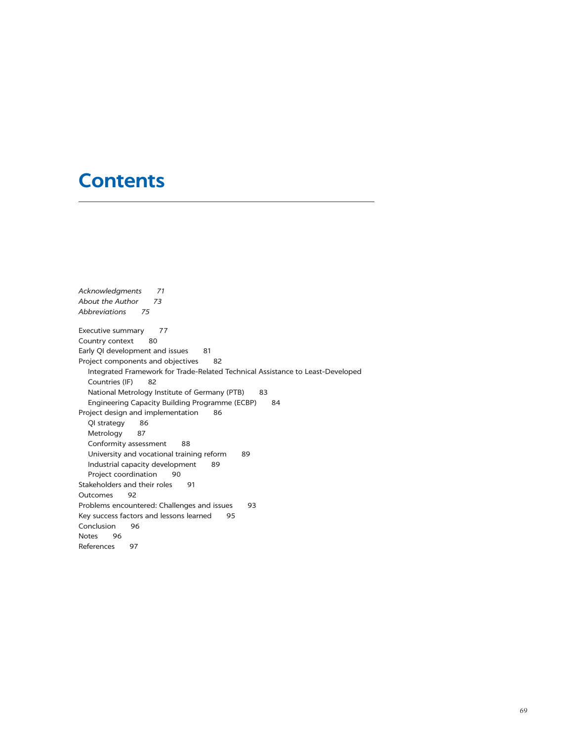# Contents

*Acknowledgments* *71*
*About the Author* *73*
*Abbreviations* *75*

Executive summary 77
Country context 80
Early QI development and issues 81
Project components and objectives 82
- Integrated Framework for Trade-Related Technical Assistance to Least-Developed Countries (IF) 82
- National Metrology Institute of Germany (PTB) 83
- Engineering Capacity Building Programme (ECBP) 84

Project design and implementation 86
- QI strategy 86
- Metrology 87
- Conformity assessment 88
- University and vocational training reform 89
- Industrial capacity development 89
- Project coordination 90

Stakeholders and their roles 91
Outcomes 92
Problems encountered: Challenges and issues 93
Key success factors and lessons learned 95
Conclusion 96
Notes 96
References 97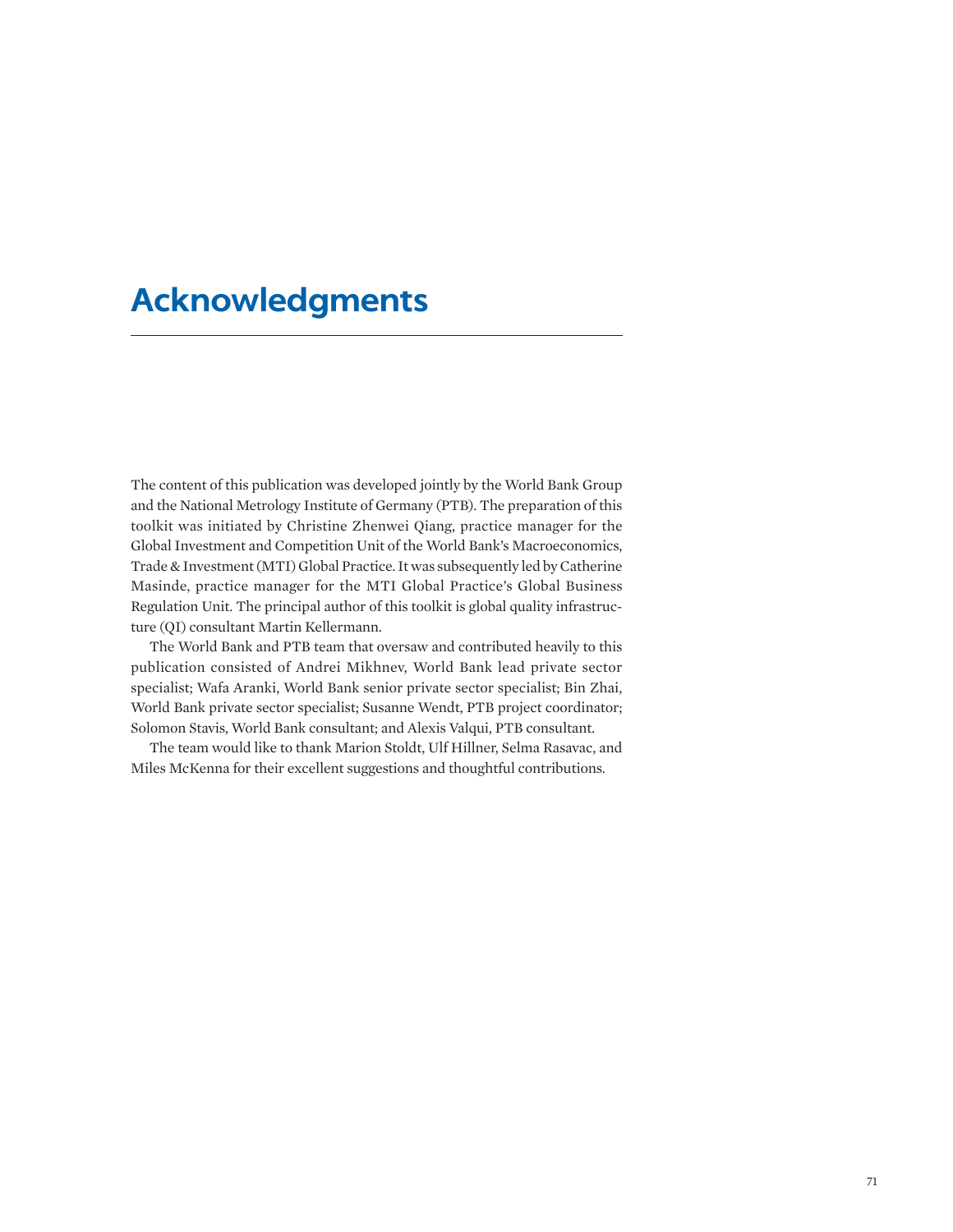# Acknowledgments

The content of this publication was developed jointly by the World Bank Group and the National Metrology Institute of Germany (PTB). The preparation of this toolkit was initiated by Christine Zhenwei Qiang, practice manager for the Global Investment and Competition Unit of the World Bank's Macroeconomics, Trade & Investment (MTI) Global Practice. It was subsequently led by Catherine Masinde, practice manager for the MTI Global Practice's Global Business Regulation Unit. The principal author of this toolkit is global quality infrastructure (QI) consultant Martin Kellermann.

The World Bank and PTB team that oversaw and contributed heavily to this publication consisted of Andrei Mikhnev, World Bank lead private sector specialist; Wafa Aranki, World Bank senior private sector specialist; Bin Zhai, World Bank private sector specialist; Susanne Wendt, PTB project coordinator; Solomon Stavis, World Bank consultant; and Alexis Valqui, PTB consultant.

The team would like to thank Marion Stoldt, Ulf Hillner, Selma Rasavac, and Miles McKenna for their excellent suggestions and thoughtful contributions.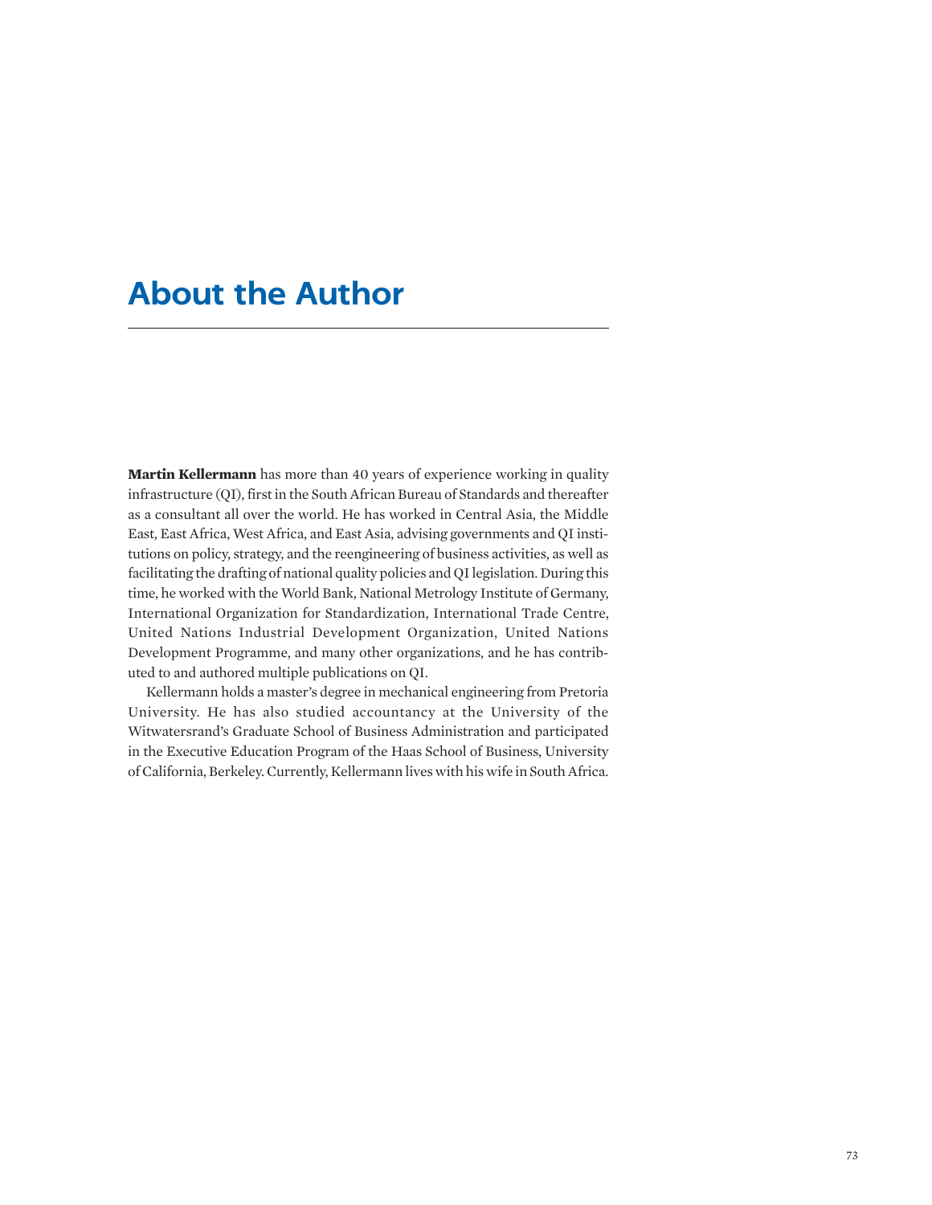# About the Author

**Martin Kellermann** has more than 40 years of experience working in quality infrastructure (QI), first in the South African Bureau of Standards and thereafter as a consultant all over the world. He has worked in Central Asia, the Middle East, East Africa, West Africa, and East Asia, advising governments and QI institutions on policy, strategy, and the reengineering of business activities, as well as facilitating the drafting of national quality policies and QI legislation. During this time, he worked with the World Bank, National Metrology Institute of Germany, International Organization for Standardization, International Trade Centre, United Nations Industrial Development Organization, United Nations Development Programme, and many other organizations, and he has contributed to and authored multiple publications on QI.

Kellermann holds a master's degree in mechanical engineering from Pretoria University. He has also studied accountancy at the University of the Witwatersrand's Graduate School of Business Administration and participated in the Executive Education Program of the Haas School of Business, University of California, Berkeley. Currently, Kellermann lives with his wife in South Africa.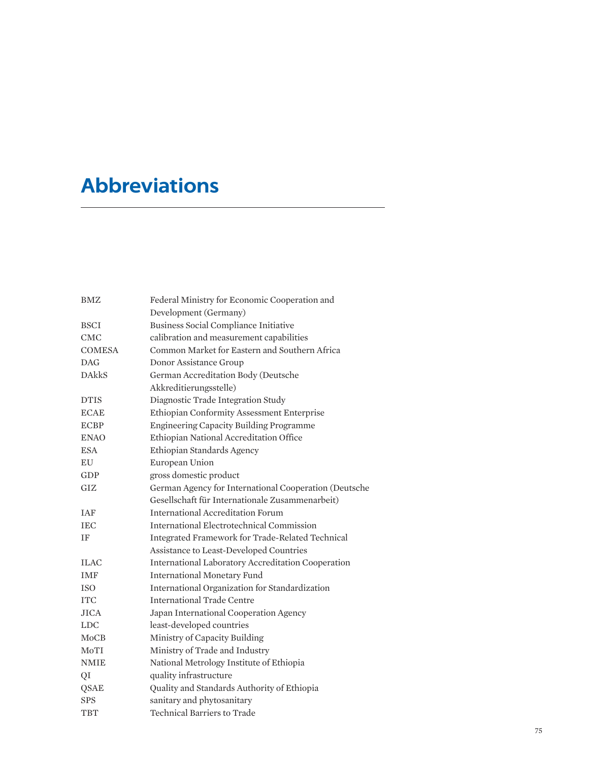# Abbreviations

| | |
|---|---|
| BMZ | Federal Ministry for Economic Cooperation and Development (Germany) |
| BSCI | Business Social Compliance Initiative |
| CMC | calibration and measurement capabilities |
| COMESA | Common Market for Eastern and Southern Africa |
| DAG | Donor Assistance Group |
| DAkkS | German Accreditation Body (Deutsche Akkreditierungsstelle) |
| DTIS | Diagnostic Trade Integration Study |
| ECAE | Ethiopian Conformity Assessment Enterprise |
| ECBP | Engineering Capacity Building Programme |
| ENAO | Ethiopian National Accreditation Office |
| ESA | Ethiopian Standards Agency |
| EU | European Union |
| GDP | gross domestic product |
| GIZ | German Agency for International Cooperation (Deutsche Gesellschaft für Internationale Zusammenarbeit) |
| IAF | International Accreditation Forum |
| IEC | International Electrotechnical Commission |
| IF | Integrated Framework for Trade-Related Technical Assistance to Least-Developed Countries |
| ILAC | International Laboratory Accreditation Cooperation |
| IMF | International Monetary Fund |
| ISO | International Organization for Standardization |
| ITC | International Trade Centre |
| JICA | Japan International Cooperation Agency |
| LDC | least-developed countries |
| MoCB | Ministry of Capacity Building |
| MoTI | Ministry of Trade and Industry |
| NMIE | National Metrology Institute of Ethiopia |
| QI | quality infrastructure |
| QSAE | Quality and Standards Authority of Ethiopia |
| SPS | sanitary and phytosanitary |
| TBT | Technical Barriers to Trade |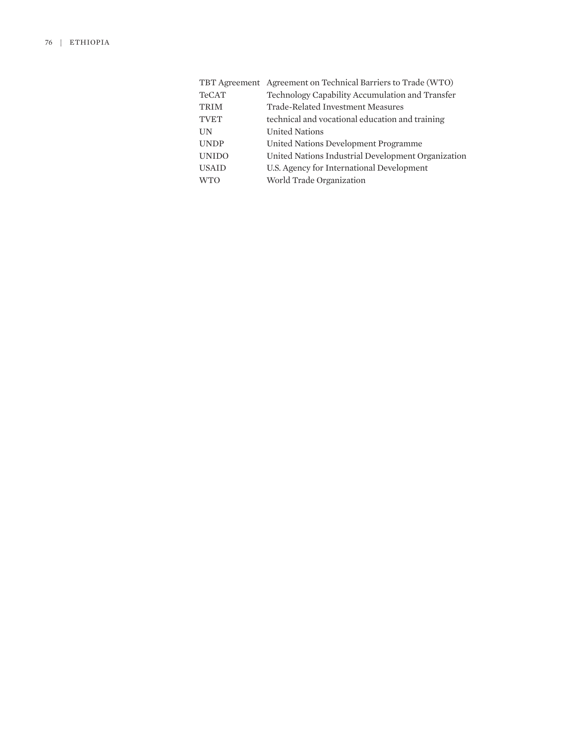| | |
|---|---|
| TBT Agreement | Agreement on Technical Barriers to Trade (WTO) |
| TeCAT | Technology Capability Accumulation and Transfer |
| TRIM | Trade-Related Investment Measures |
| TVET | technical and vocational education and training |
| UN | United Nations |
| UNDP | United Nations Development Programme |
| UNIDO | United Nations Industrial Development Organization |
| USAID | U.S. Agency for International Development |
| WTO | World Trade Organization |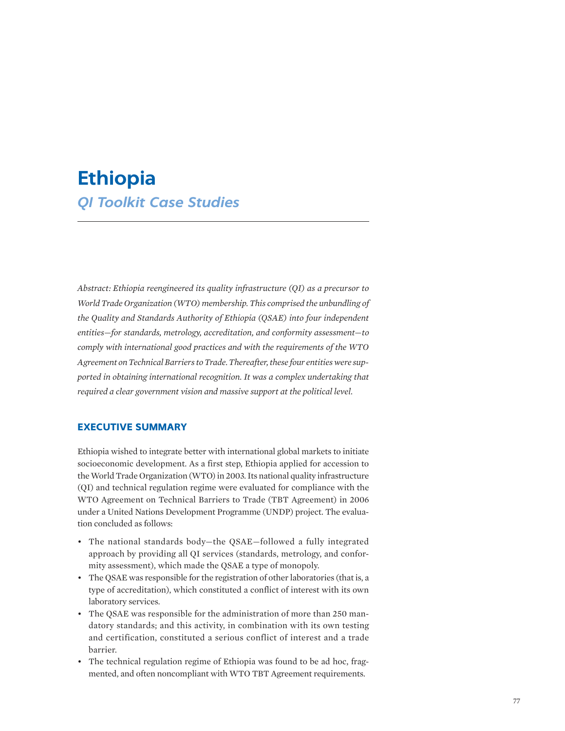# Ethiopia

## *QI Toolkit Case Studies*

*Abstract: Ethiopia reengineered its quality infrastructure (QI) as a precursor to World Trade Organization (WTO) membership. This comprised the unbundling of the Quality and Standards Authority of Ethiopia (QSAE) into four independent entities—for standards, metrology, accreditation, and conformity assessment—to comply with international good practices and with the requirements of the WTO Agreement on Technical Barriers to Trade. Thereafter, these four entities were supported in obtaining international recognition. It was a complex undertaking that required a clear government vision and massive support at the political level.*

## EXECUTIVE SUMMARY

Ethiopia wished to integrate better with international global markets to initiate socioeconomic development. As a first step, Ethiopia applied for accession to the World Trade Organization (WTO) in 2003. Its national quality infrastructure (QI) and technical regulation regime were evaluated for compliance with the WTO Agreement on Technical Barriers to Trade (TBT Agreement) in 2006 under a United Nations Development Programme (UNDP) project. The evaluation concluded as follows:

- The national standards body—the QSAE—followed a fully integrated approach by providing all QI services (standards, metrology, and conformity assessment), which made the QSAE a type of monopoly.
- The QSAE was responsible for the registration of other laboratories (that is, a type of accreditation), which constituted a conflict of interest with its own laboratory services.
- The QSAE was responsible for the administration of more than 250 mandatory standards; and this activity, in combination with its own testing and certification, constituted a serious conflict of interest and a trade barrier.
- The technical regulation regime of Ethiopia was found to be ad hoc, fragmented, and often noncompliant with WTO TBT Agreement requirements.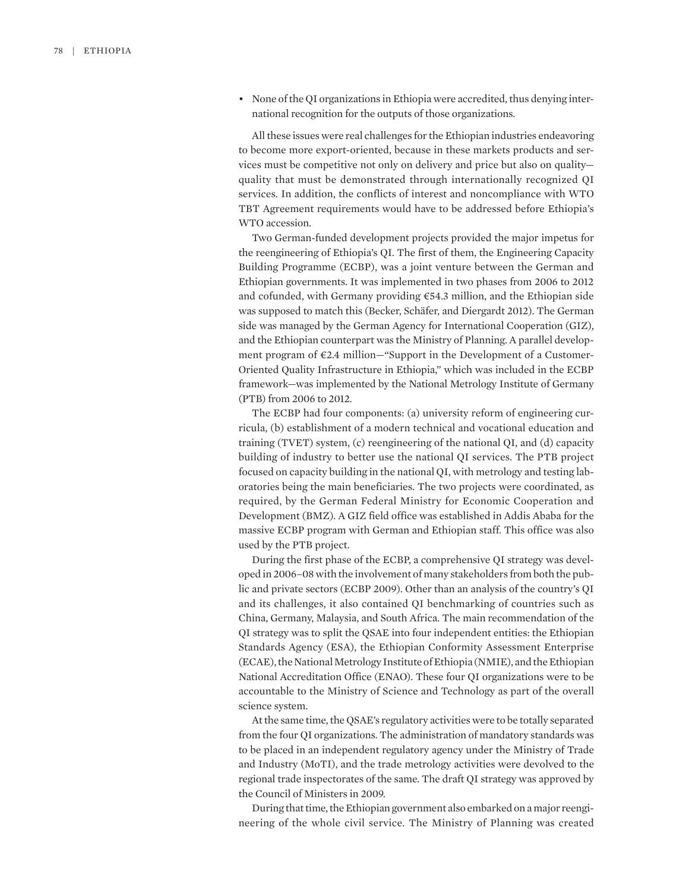- None of the QI organizations in Ethiopia were accredited, thus denying international recognition for the outputs of those organizations.

All these issues were real challenges for the Ethiopian industries endeavoring to become more export-oriented, because in these markets products and services must be competitive not only on delivery and price but also on quality—quality that must be demonstrated through internationally recognized QI services. In addition, the conflicts of interest and noncompliance with WTO TBT Agreement requirements would have to be addressed before Ethiopia's WTO accession.

Two German-funded development projects provided the major impetus for the reengineering of Ethiopia's QI. The first of them, the Engineering Capacity Building Programme (ECBP), was a joint venture between the German and Ethiopian governments. It was implemented in two phases from 2006 to 2012 and cofunded, with Germany providing €54.3 million, and the Ethiopian side was supposed to match this (Becker, Schäfer, and Diergardt 2012). The German side was managed by the German Agency for International Cooperation (GIZ), and the Ethiopian counterpart was the Ministry of Planning. A parallel development program of €2.4 million—"Support in the Development of a Customer-Oriented Quality Infrastructure in Ethiopia," which was included in the ECBP framework—was implemented by the National Metrology Institute of Germany (PTB) from 2006 to 2012.

The ECBP had four components: (a) university reform of engineering curricula, (b) establishment of a modern technical and vocational education and training (TVET) system, (c) reengineering of the national QI, and (d) capacity building of industry to better use the national QI services. The PTB project focused on capacity building in the national QI, with metrology and testing laboratories being the main beneficiaries. The two projects were coordinated, as required, by the German Federal Ministry for Economic Cooperation and Development (BMZ). A GIZ field office was established in Addis Ababa for the massive ECBP program with German and Ethiopian staff. This office was also used by the PTB project.

During the first phase of the ECBP, a comprehensive QI strategy was developed in 2006–08 with the involvement of many stakeholders from both the public and private sectors (ECBP 2009). Other than an analysis of the country's QI and its challenges, it also contained QI benchmarking of countries such as China, Germany, Malaysia, and South Africa. The main recommendation of the QI strategy was to split the QSAE into four independent entities: the Ethiopian Standards Agency (ESA), the Ethiopian Conformity Assessment Enterprise (ECAE), the National Metrology Institute of Ethiopia (NMIE), and the Ethiopian National Accreditation Office (ENAO). These four QI organizations were to be accountable to the Ministry of Science and Technology as part of the overall science system.

At the same time, the QSAE's regulatory activities were to be totally separated from the four QI organizations. The administration of mandatory standards was to be placed in an independent regulatory agency under the Ministry of Trade and Industry (MoTI), and the trade metrology activities were devolved to the regional trade inspectorates of the same. The draft QI strategy was approved by the Council of Ministers in 2009.

During that time, the Ethiopian government also embarked on a major reengineering of the whole civil service. The Ministry of Planning was created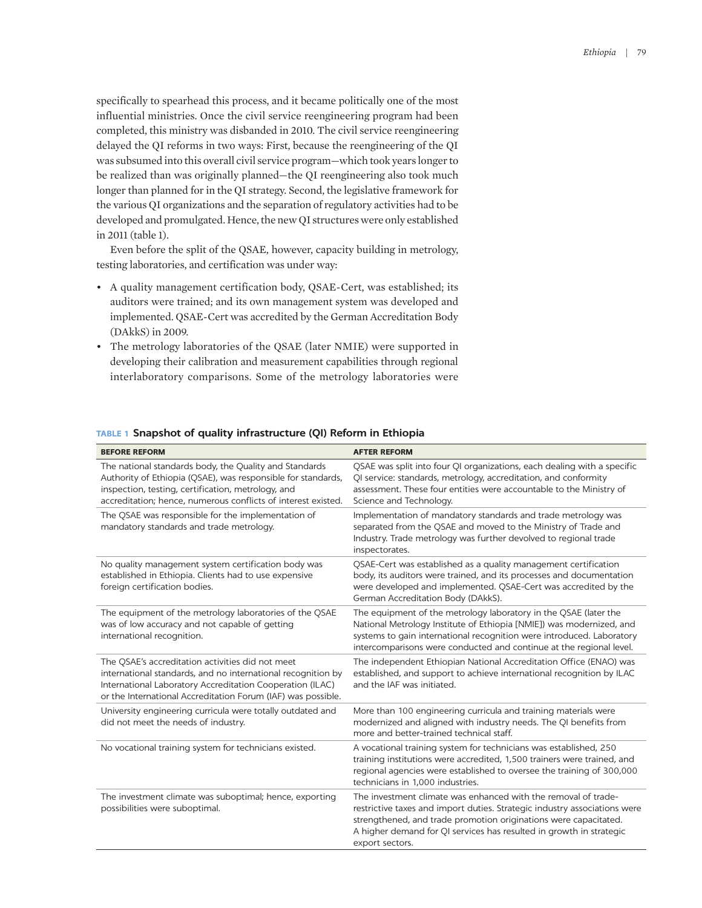specifically to spearhead this process, and it became politically one of the most influential ministries. Once the civil service reengineering program had been completed, this ministry was disbanded in 2010. The civil service reengineering delayed the QI reforms in two ways: First, because the reengineering of the QI was subsumed into this overall civil service program—which took years longer to be realized than was originally planned—the QI reengineering also took much longer than planned for in the QI strategy. Second, the legislative framework for the various QI organizations and the separation of regulatory activities had to be developed and promulgated. Hence, the new QI structures were only established in 2011 (table 1).

Even before the split of the QSAE, however, capacity building in metrology, testing laboratories, and certification was under way:

- A quality management certification body, QSAE-Cert, was established; its auditors were trained; and its own management system was developed and implemented. QSAE-Cert was accredited by the German Accreditation Body (DAkkS) in 2009.
- The metrology laboratories of the QSAE (later NMIE) were supported in developing their calibration and measurement capabilities through regional interlaboratory comparisons. Some of the metrology laboratories were

**TABLE 1 Snapshot of quality infrastructure (QI) Reform in Ethiopia**

| BEFORE REFORM | AFTER REFORM |
|---|---|
| The national standards body, the Quality and Standards Authority of Ethiopia (QSAE), was responsible for standards, inspection, testing, certification, metrology, and accreditation; hence, numerous conflicts of interest existed. | QSAE was split into four QI organizations, each dealing with a specific QI service: standards, metrology, accreditation, and conformity assessment. These four entities were accountable to the Ministry of Science and Technology. |
| The QSAE was responsible for the implementation of mandatory standards and trade metrology. | Implementation of mandatory standards and trade metrology was separated from the QSAE and moved to the Ministry of Trade and Industry. Trade metrology was further devolved to regional trade inspectorates. |
| No quality management system certification body was established in Ethiopia. Clients had to use expensive foreign certification bodies. | QSAE-Cert was established as a quality management certification body, its auditors were trained, and its processes and documentation were developed and implemented. QSAE-Cert was accredited by the German Accreditation Body (DAkkS). |
| The equipment of the metrology laboratories of the QSAE was of low accuracy and not capable of getting international recognition. | The equipment of the metrology laboratory in the QSAE (later the National Metrology Institute of Ethiopia [NMIE]) was modernized, and systems to gain international recognition were introduced. Laboratory intercomparisons were conducted and continue at the regional level. |
| The QSAE's accreditation activities did not meet international standards, and no international recognition by International Laboratory Accreditation Cooperation (ILAC) or the International Accreditation Forum (IAF) was possible. | The independent Ethiopian National Accreditation Office (ENAO) was established, and support to achieve international recognition by ILAC and the IAF was initiated. |
| University engineering curricula were totally outdated and did not meet the needs of industry. | More than 100 engineering curricula and training materials were modernized and aligned with industry needs. The QI benefits from more and better-trained technical staff. |
| No vocational training system for technicians existed. | A vocational training system for technicians was established, 250 training institutions were accredited, 1,500 trainers were trained, and regional agencies were established to oversee the training of 300,000 technicians in 1,000 industries. |
| The investment climate was suboptimal; hence, exporting possibilities were suboptimal. | The investment climate was enhanced with the removal of trade-restrictive taxes and import duties. Strategic industry associations were strengthened, and trade promotion originations were capacitated. A higher demand for QI services has resulted in growth in strategic export sectors. |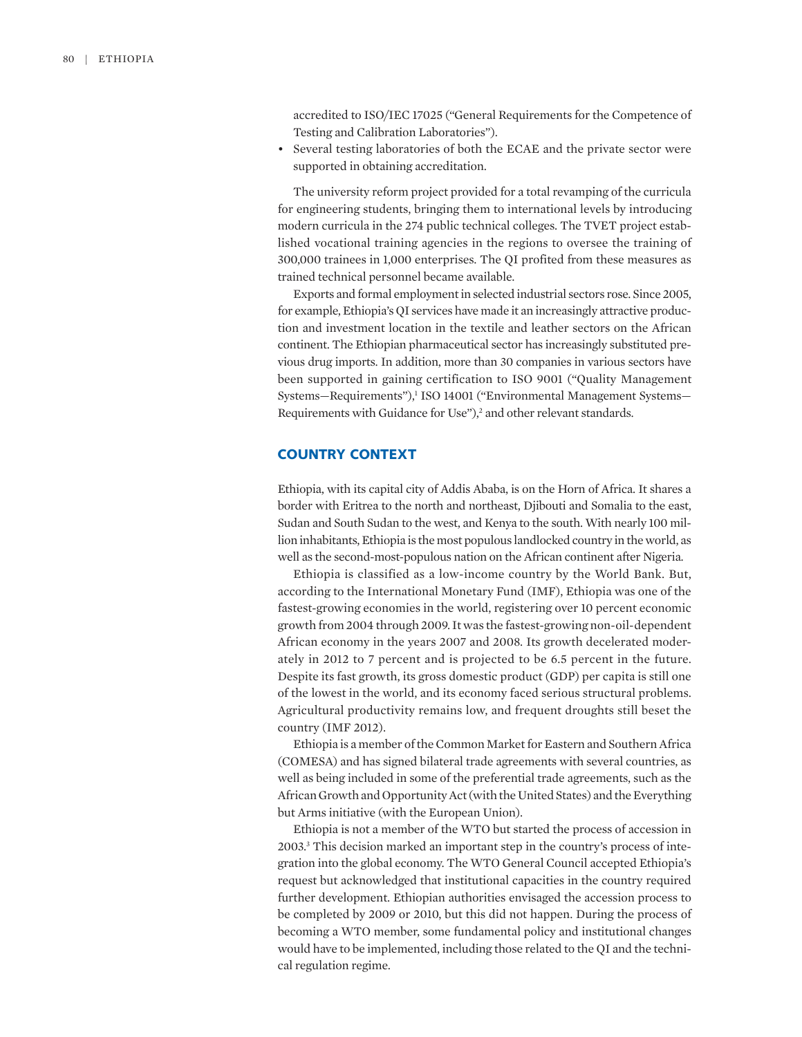accredited to ISO/IEC 17025 ("General Requirements for the Competence of Testing and Calibration Laboratories").

- Several testing laboratories of both the ECAE and the private sector were supported in obtaining accreditation.

The university reform project provided for a total revamping of the curricula for engineering students, bringing them to international levels by introducing modern curricula in the 274 public technical colleges. The TVET project established vocational training agencies in the regions to oversee the training of 300,000 trainees in 1,000 enterprises. The QI profited from these measures as trained technical personnel became available.

Exports and formal employment in selected industrial sectors rose. Since 2005, for example, Ethiopia's QI services have made it an increasingly attractive production and investment location in the textile and leather sectors on the African continent. The Ethiopian pharmaceutical sector has increasingly substituted previous drug imports. In addition, more than 30 companies in various sectors have been supported in gaining certification to ISO 9001 ("Quality Management Systems—Requirements"),[1] ISO 14001 ("Environmental Management Systems—Requirements with Guidance for Use"),[2] and other relevant standards.

## COUNTRY CONTEXT

Ethiopia, with its capital city of Addis Ababa, is on the Horn of Africa. It shares a border with Eritrea to the north and northeast, Djibouti and Somalia to the east, Sudan and South Sudan to the west, and Kenya to the south. With nearly 100 million inhabitants, Ethiopia is the most populous landlocked country in the world, as well as the second-most-populous nation on the African continent after Nigeria.

Ethiopia is classified as a low-income country by the World Bank. But, according to the International Monetary Fund (IMF), Ethiopia was one of the fastest-growing economies in the world, registering over 10 percent economic growth from 2004 through 2009. It was the fastest-growing non-oil-dependent African economy in the years 2007 and 2008. Its growth decelerated moderately in 2012 to 7 percent and is projected to be 6.5 percent in the future. Despite its fast growth, its gross domestic product (GDP) per capita is still one of the lowest in the world, and its economy faced serious structural problems. Agricultural productivity remains low, and frequent droughts still beset the country (IMF 2012).

Ethiopia is a member of the Common Market for Eastern and Southern Africa (COMESA) and has signed bilateral trade agreements with several countries, as well as being included in some of the preferential trade agreements, such as the African Growth and Opportunity Act (with the United States) and the Everything but Arms initiative (with the European Union).

Ethiopia is not a member of the WTO but started the process of accession in 2003.[3] This decision marked an important step in the country's process of integration into the global economy. The WTO General Council accepted Ethiopia's request but acknowledged that institutional capacities in the country required further development. Ethiopian authorities envisaged the accession process to be completed by 2009 or 2010, but this did not happen. During the process of becoming a WTO member, some fundamental policy and institutional changes would have to be implemented, including those related to the QI and the technical regulation regime.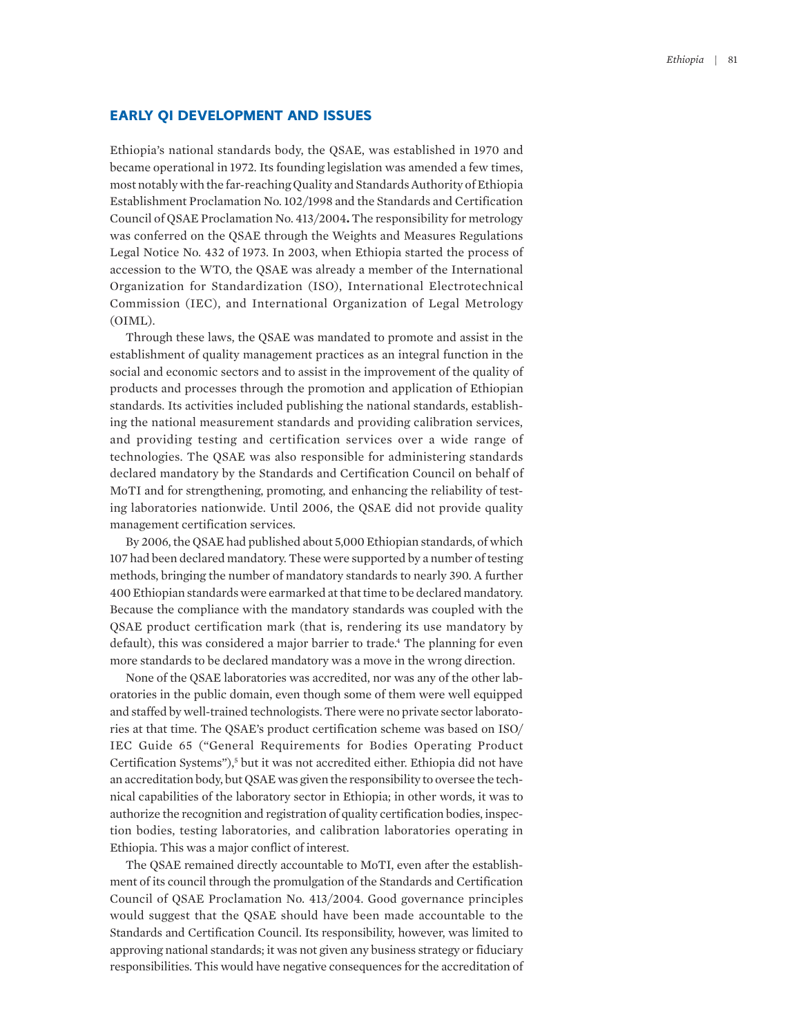## EARLY QI DEVELOPMENT AND ISSUES

Ethiopia's national standards body, the QSAE, was established in 1970 and became operational in 1972. Its founding legislation was amended a few times, most notably with the far-reaching Quality and Standards Authority of Ethiopia Establishment Proclamation No. 102/1998 and the Standards and Certification Council of QSAE Proclamation No. 413/2004**.** The responsibility for metrology was conferred on the QSAE through the Weights and Measures Regulations Legal Notice No. 432 of 1973. In 2003, when Ethiopia started the process of accession to the WTO, the QSAE was already a member of the International Organization for Standardization (ISO), International Electrotechnical Commission (IEC), and International Organization of Legal Metrology (OIML).

Through these laws, the QSAE was mandated to promote and assist in the establishment of quality management practices as an integral function in the social and economic sectors and to assist in the improvement of the quality of products and processes through the promotion and application of Ethiopian standards. Its activities included publishing the national standards, establishing the national measurement standards and providing calibration services, and providing testing and certification services over a wide range of technologies. The QSAE was also responsible for administering standards declared mandatory by the Standards and Certification Council on behalf of MoTI and for strengthening, promoting, and enhancing the reliability of testing laboratories nationwide. Until 2006, the QSAE did not provide quality management certification services.

By 2006, the QSAE had published about 5,000 Ethiopian standards, of which 107 had been declared mandatory. These were supported by a number of testing methods, bringing the number of mandatory standards to nearly 390. A further 400 Ethiopian standards were earmarked at that time to be declared mandatory. Because the compliance with the mandatory standards was coupled with the QSAE product certification mark (that is, rendering its use mandatory by default), this was considered a major barrier to trade.[4] The planning for even more standards to be declared mandatory was a move in the wrong direction.

None of the QSAE laboratories was accredited, nor was any of the other laboratories in the public domain, even though some of them were well equipped and staffed by well-trained technologists. There were no private sector laboratories at that time. The QSAE's product certification scheme was based on ISO/IEC Guide 65 ("General Requirements for Bodies Operating Product Certification Systems"),[5] but it was not accredited either. Ethiopia did not have an accreditation body, but QSAE was given the responsibility to oversee the technical capabilities of the laboratory sector in Ethiopia; in other words, it was to authorize the recognition and registration of quality certification bodies, inspection bodies, testing laboratories, and calibration laboratories operating in Ethiopia. This was a major conflict of interest.

The QSAE remained directly accountable to MoTI, even after the establishment of its council through the promulgation of the Standards and Certification Council of QSAE Proclamation No. 413/2004. Good governance principles would suggest that the QSAE should have been made accountable to the Standards and Certification Council. Its responsibility, however, was limited to approving national standards; it was not given any business strategy or fiduciary responsibilities. This would have negative consequences for the accreditation of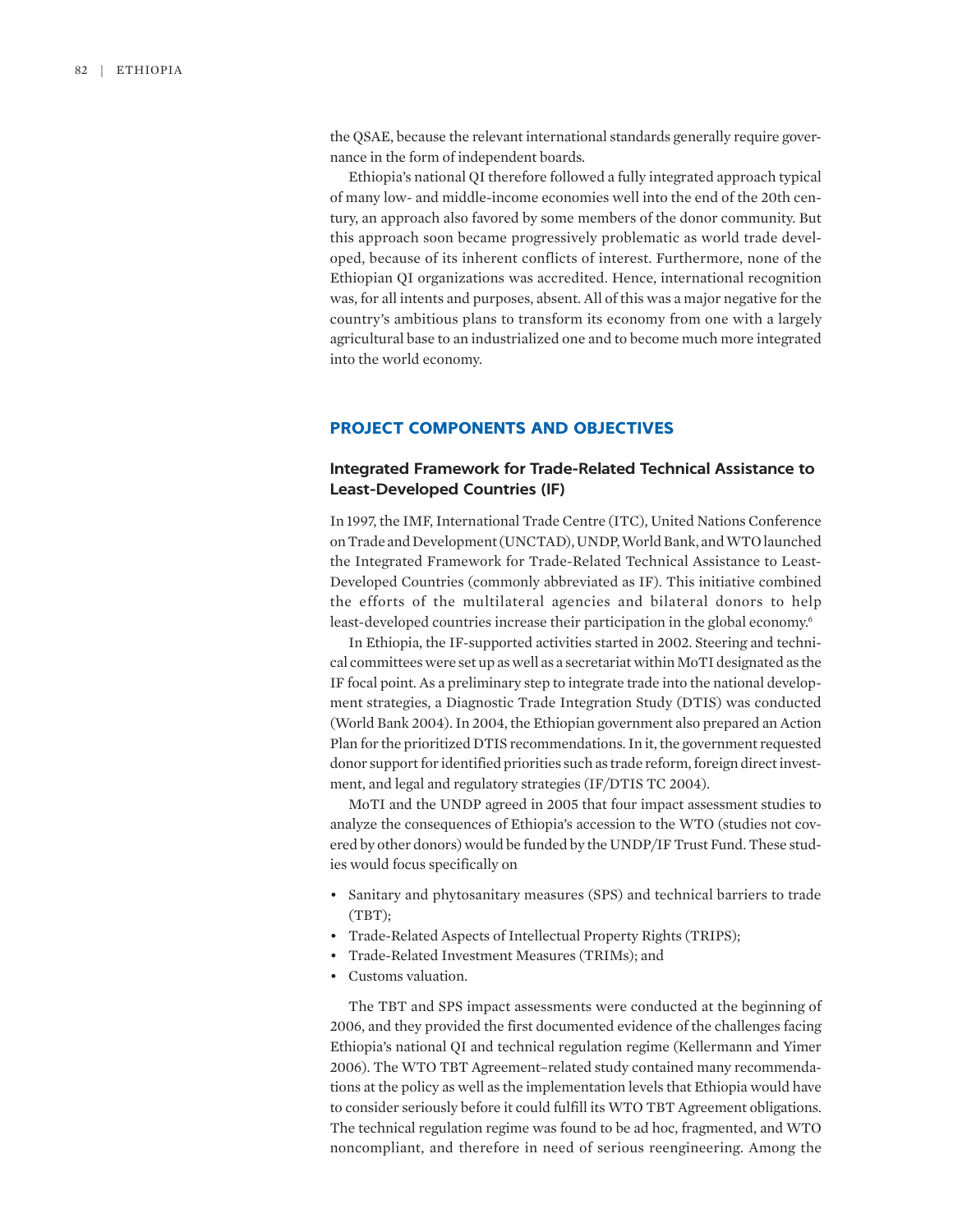the QSAE, because the relevant international standards generally require governance in the form of independent boards.

Ethiopia's national QI therefore followed a fully integrated approach typical of many low- and middle-income economies well into the end of the 20th century, an approach also favored by some members of the donor community. But this approach soon became progressively problematic as world trade developed, because of its inherent conflicts of interest. Furthermore, none of the Ethiopian QI organizations was accredited. Hence, international recognition was, for all intents and purposes, absent. All of this was a major negative for the country's ambitious plans to transform its economy from one with a largely agricultural base to an industrialized one and to become much more integrated into the world economy.

## PROJECT COMPONENTS AND OBJECTIVES

### Integrated Framework for Trade-Related Technical Assistance to Least-Developed Countries (IF)

In 1997, the IMF, International Trade Centre (ITC), United Nations Conference on Trade and Development (UNCTAD), UNDP, World Bank, and WTO launched the Integrated Framework for Trade-Related Technical Assistance to Least-Developed Countries (commonly abbreviated as IF). This initiative combined the efforts of the multilateral agencies and bilateral donors to help least-developed countries increase their participation in the global economy.[6]

In Ethiopia, the IF-supported activities started in 2002. Steering and technical committees were set up as well as a secretariat within MoTI designated as the IF focal point. As a preliminary step to integrate trade into the national development strategies, a Diagnostic Trade Integration Study (DTIS) was conducted (World Bank 2004). In 2004, the Ethiopian government also prepared an Action Plan for the prioritized DTIS recommendations. In it, the government requested donor support for identified priorities such as trade reform, foreign direct investment, and legal and regulatory strategies (IF/DTIS TC 2004).

MoTI and the UNDP agreed in 2005 that four impact assessment studies to analyze the consequences of Ethiopia's accession to the WTO (studies not covered by other donors) would be funded by the UNDP/IF Trust Fund. These studies would focus specifically on

- Sanitary and phytosanitary measures (SPS) and technical barriers to trade (TBT);
- Trade-Related Aspects of Intellectual Property Rights (TRIPS);
- Trade-Related Investment Measures (TRIMs); and
- Customs valuation.

The TBT and SPS impact assessments were conducted at the beginning of 2006, and they provided the first documented evidence of the challenges facing Ethiopia's national QI and technical regulation regime (Kellermann and Yimer 2006). The WTO TBT Agreement–related study contained many recommendations at the policy as well as the implementation levels that Ethiopia would have to consider seriously before it could fulfill its WTO TBT Agreement obligations. The technical regulation regime was found to be ad hoc, fragmented, and WTO noncompliant, and therefore in need of serious reengineering. Among the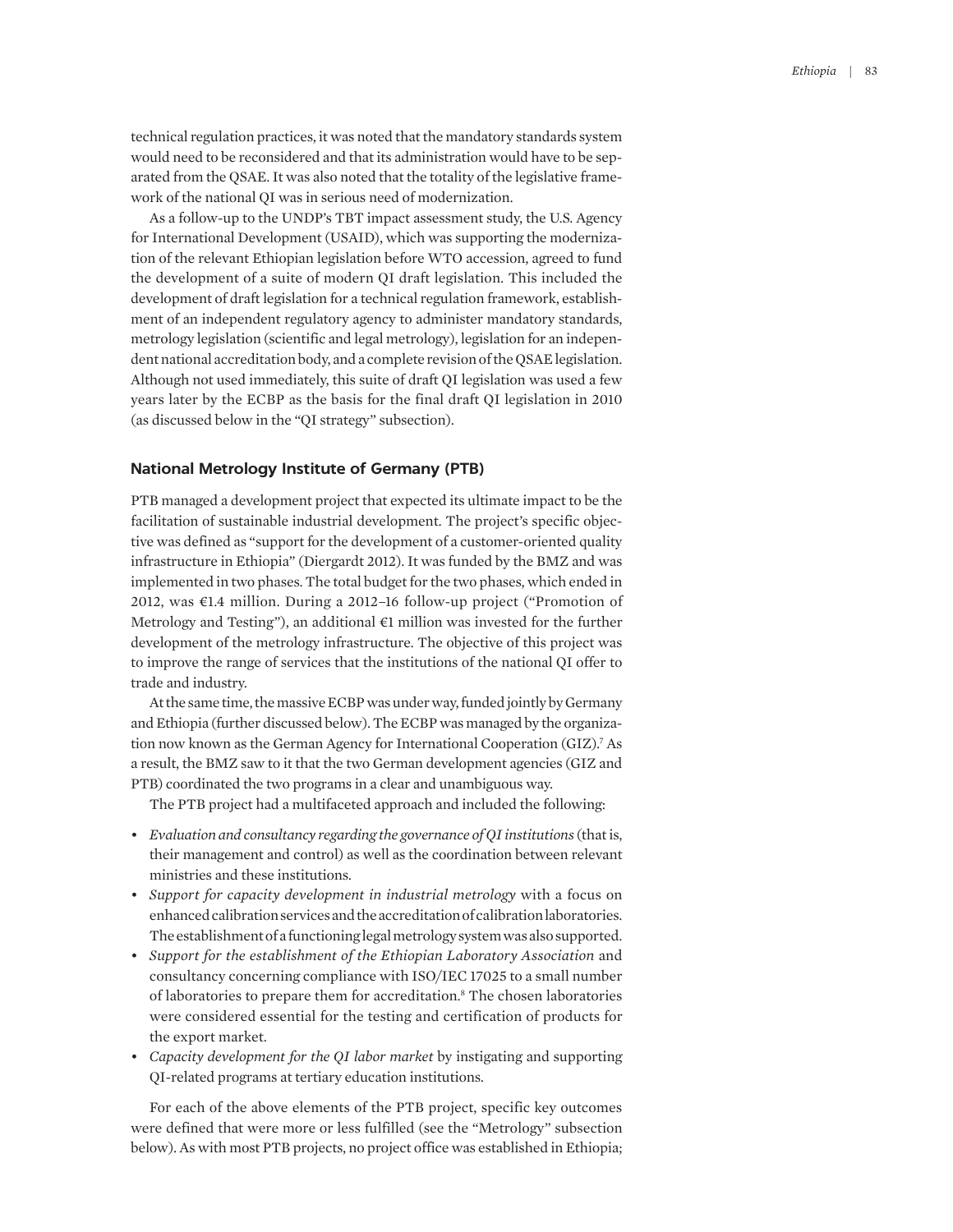technical regulation practices, it was noted that the mandatory standards system would need to be reconsidered and that its administration would have to be separated from the QSAE. It was also noted that the totality of the legislative framework of the national QI was in serious need of modernization.

As a follow-up to the UNDP's TBT impact assessment study, the U.S. Agency for International Development (USAID), which was supporting the modernization of the relevant Ethiopian legislation before WTO accession, agreed to fund the development of a suite of modern QI draft legislation. This included the development of draft legislation for a technical regulation framework, establishment of an independent regulatory agency to administer mandatory standards, metrology legislation (scientific and legal metrology), legislation for an independent national accreditation body, and a complete revision of the QSAE legislation. Although not used immediately, this suite of draft QI legislation was used a few years later by the ECBP as the basis for the final draft QI legislation in 2010 (as discussed below in the "QI strategy" subsection).

### National Metrology Institute of Germany (PTB)

PTB managed a development project that expected its ultimate impact to be the facilitation of sustainable industrial development. The project's specific objective was defined as "support for the development of a customer-oriented quality infrastructure in Ethiopia" (Dierga­rdt 2012). It was funded by the BMZ and was implemented in two phases. The total budget for the two phases, which ended in 2012, was €1.4 million. During a 2012–16 follow-up project ("Promotion of Metrology and Testing"), an additional €1 million was invested for the further development of the metrology infrastructure. The objective of this project was to improve the range of services that the institutions of the national QI offer to trade and industry.

At the same time, the massive ECBP was under way, funded jointly by Germany and Ethiopia (further discussed below). The ECBP was managed by the organization now known as the German Agency for International Cooperation (GIZ).[7] As a result, the BMZ saw to it that the two German development agencies (GIZ and PTB) coordinated the two programs in a clear and unambiguous way.

The PTB project had a multifaceted approach and included the following:

- *Evaluation and consultancy regarding the governance of QI institutions* (that is, their management and control) as well as the coordination between relevant ministries and these institutions.
- *Support for capacity development in industrial metrology* with a focus on enhanced calibration services and the accreditation of calibration laboratories. The establishment of a functioning legal metrology system was also supported.
- *Support for the establishment of the Ethiopian Laboratory Association* and consultancy concerning compliance with ISO/IEC 17025 to a small number of laboratories to prepare them for accreditation.[8] The chosen laboratories were considered essential for the testing and certification of products for the export market.
- *Capacity development for the QI labor market* by instigating and supporting QI-related programs at tertiary education institutions.

For each of the above elements of the PTB project, specific key outcomes were defined that were more or less fulfilled (see the "Metrology" subsection below). As with most PTB projects, no project office was established in Ethiopia;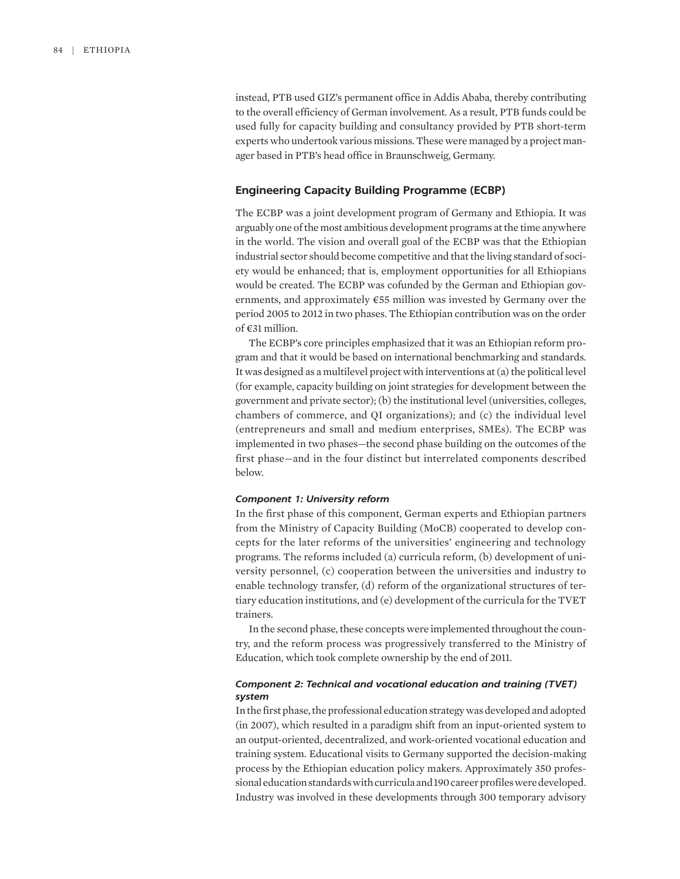instead, PTB used GIZ's permanent office in Addis Ababa, thereby contributing to the overall efficiency of German involvement. As a result, PTB funds could be used fully for capacity building and consultancy provided by PTB short-term experts who undertook various missions. These were managed by a project manager based in PTB's head office in Braunschweig, Germany.

### Engineering Capacity Building Programme (ECBP)

The ECBP was a joint development program of Germany and Ethiopia. It was arguably one of the most ambitious development programs at the time anywhere in the world. The vision and overall goal of the ECBP was that the Ethiopian industrial sector should become competitive and that the living standard of society would be enhanced; that is, employment opportunities for all Ethiopians would be created. The ECBP was cofunded by the German and Ethiopian governments, and approximately €55 million was invested by Germany over the period 2005 to 2012 in two phases. The Ethiopian contribution was on the order of €31 million.

The ECBP's core principles emphasized that it was an Ethiopian reform program and that it would be based on international benchmarking and standards. It was designed as a multilevel project with interventions at (a) the political level (for example, capacity building on joint strategies for development between the government and private sector); (b) the institutional level (universities, colleges, chambers of commerce, and QI organizations); and (c) the individual level (entrepreneurs and small and medium enterprises, SMEs). The ECBP was implemented in two phases—the second phase building on the outcomes of the first phase—and in the four distinct but interrelated components described below.

#### *Component 1: University reform*

In the first phase of this component, German experts and Ethiopian partners from the Ministry of Capacity Building (MoCB) cooperated to develop concepts for the later reforms of the universities' engineering and technology programs. The reforms included (a) curricula reform, (b) development of university personnel, (c) cooperation between the universities and industry to enable technology transfer, (d) reform of the organizational structures of tertiary education institutions, and (e) development of the curricula for the TVET trainers.

In the second phase, these concepts were implemented throughout the country, and the reform process was progressively transferred to the Ministry of Education, which took complete ownership by the end of 2011.

#### *Component 2: Technical and vocational education and training (TVET) system*

In the first phase, the professional education strategy was developed and adopted (in 2007), which resulted in a paradigm shift from an input-oriented system to an output-oriented, decentralized, and work-oriented vocational education and training system. Educational visits to Germany supported the decision-making process by the Ethiopian education policy makers. Approximately 350 professional education standards with curricula and 190 career profiles were developed. Industry was involved in these developments through 300 temporary advisory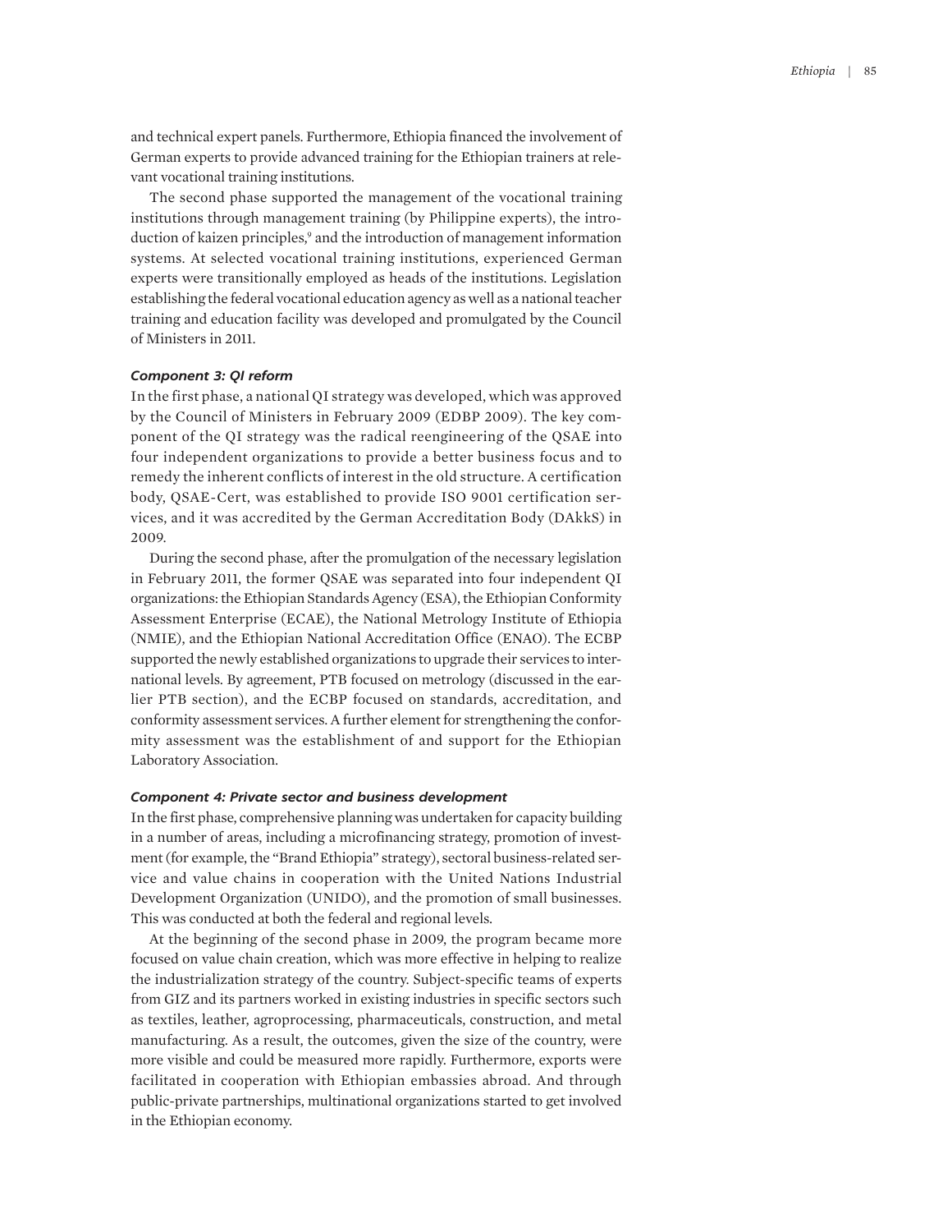and technical expert panels. Furthermore, Ethiopia financed the involvement of German experts to provide advanced training for the Ethiopian trainers at relevant vocational training institutions.

The second phase supported the management of the vocational training institutions through management training (by Philippine experts), the introduction of kaizen principles,[9] and the introduction of management information systems. At selected vocational training institutions, experienced German experts were transitionally employed as heads of the institutions. Legislation establishing the federal vocational education agency as well as a national teacher training and education facility was developed and promulgated by the Council of Ministers in 2011.

#### *Component 3: QI reform*

In the first phase, a national QI strategy was developed, which was approved by the Council of Ministers in February 2009 (EDBP 2009). The key component of the QI strategy was the radical reengineering of the QSAE into four independent organizations to provide a better business focus and to remedy the inherent conflicts of interest in the old structure. A certification body, QSAE-Cert, was established to provide ISO 9001 certification services, and it was accredited by the German Accreditation Body (DAkkS) in 2009.

During the second phase, after the promulgation of the necessary legislation in February 2011, the former QSAE was separated into four independent QI organizations: the Ethiopian Standards Agency (ESA), the Ethiopian Conformity Assessment Enterprise (ECAE), the National Metrology Institute of Ethiopia (NMIE), and the Ethiopian National Accreditation Office (ENAO). The ECBP supported the newly established organizations to upgrade their services to international levels. By agreement, PTB focused on metrology (discussed in the earlier PTB section), and the ECBP focused on standards, accreditation, and conformity assessment services. A further element for strengthening the conformity assessment was the establishment of and support for the Ethiopian Laboratory Association.

#### *Component 4: Private sector and business development*

In the first phase, comprehensive planning was undertaken for capacity building in a number of areas, including a microfinancing strategy, promotion of investment (for example, the "Brand Ethiopia" strategy), sectoral business-related service and value chains in cooperation with the United Nations Industrial Development Organization (UNIDO), and the promotion of small businesses. This was conducted at both the federal and regional levels.

At the beginning of the second phase in 2009, the program became more focused on value chain creation, which was more effective in helping to realize the industrialization strategy of the country. Subject-specific teams of experts from GIZ and its partners worked in existing industries in specific sectors such as textiles, leather, agroprocessing, pharmaceuticals, construction, and metal manufacturing. As a result, the outcomes, given the size of the country, were more visible and could be measured more rapidly. Furthermore, exports were facilitated in cooperation with Ethiopian embassies abroad. And through public-private partnerships, multinational organizations started to get involved in the Ethiopian economy.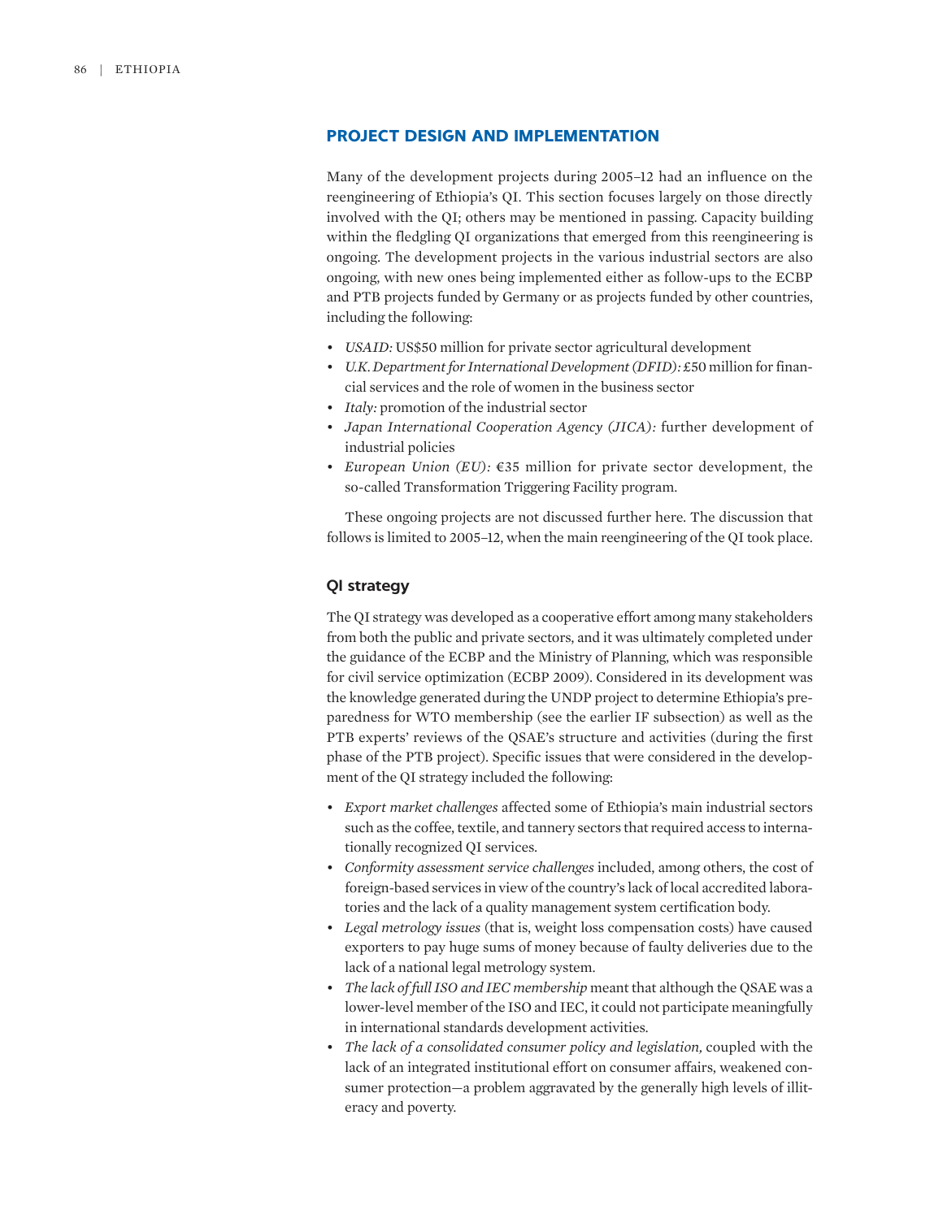## PROJECT DESIGN AND IMPLEMENTATION

Many of the development projects during 2005–12 had an influence on the reengineering of Ethiopia's QI. This section focuses largely on those directly involved with the QI; others may be mentioned in passing. Capacity building within the fledgling QI organizations that emerged from this reengineering is ongoing. The development projects in the various industrial sectors are also ongoing, with new ones being implemented either as follow-ups to the ECBP and PTB projects funded by Germany or as projects funded by other countries, including the following:

- *USAID:* US$50 million for private sector agricultural development
- *U.K. Department for International Development (DFID):* £50 million for financial services and the role of women in the business sector
- *Italy:* promotion of the industrial sector
- *Japan International Cooperation Agency (JICA):* further development of industrial policies
- *European Union (EU):* €35 million for private sector development, the so-called Transformation Triggering Facility program.

These ongoing projects are not discussed further here. The discussion that follows is limited to 2005–12, when the main reengineering of the QI took place.

### QI strategy

The QI strategy was developed as a cooperative effort among many stakeholders from both the public and private sectors, and it was ultimately completed under the guidance of the ECBP and the Ministry of Planning, which was responsible for civil service optimization (ECBP 2009). Considered in its development was the knowledge generated during the UNDP project to determine Ethiopia's preparedness for WTO membership (see the earlier IF subsection) as well as the PTB experts' reviews of the QSAE's structure and activities (during the first phase of the PTB project). Specific issues that were considered in the development of the QI strategy included the following:

- *Export market challenges* affected some of Ethiopia's main industrial sectors such as the coffee, textile, and tannery sectors that required access to internationally recognized QI services.
- *Conformity assessment service challenges* included, among others, the cost of foreign-based services in view of the country's lack of local accredited laboratories and the lack of a quality management system certification body.
- *Legal metrology issues* (that is, weight loss compensation costs) have caused exporters to pay huge sums of money because of faulty deliveries due to the lack of a national legal metrology system.
- *The lack of full ISO and IEC membership* meant that although the QSAE was a lower-level member of the ISO and IEC, it could not participate meaningfully in international standards development activities.
- *The lack of a consolidated consumer policy and legislation,* coupled with the lack of an integrated institutional effort on consumer affairs, weakened consumer protection—a problem aggravated by the generally high levels of illiteracy and poverty.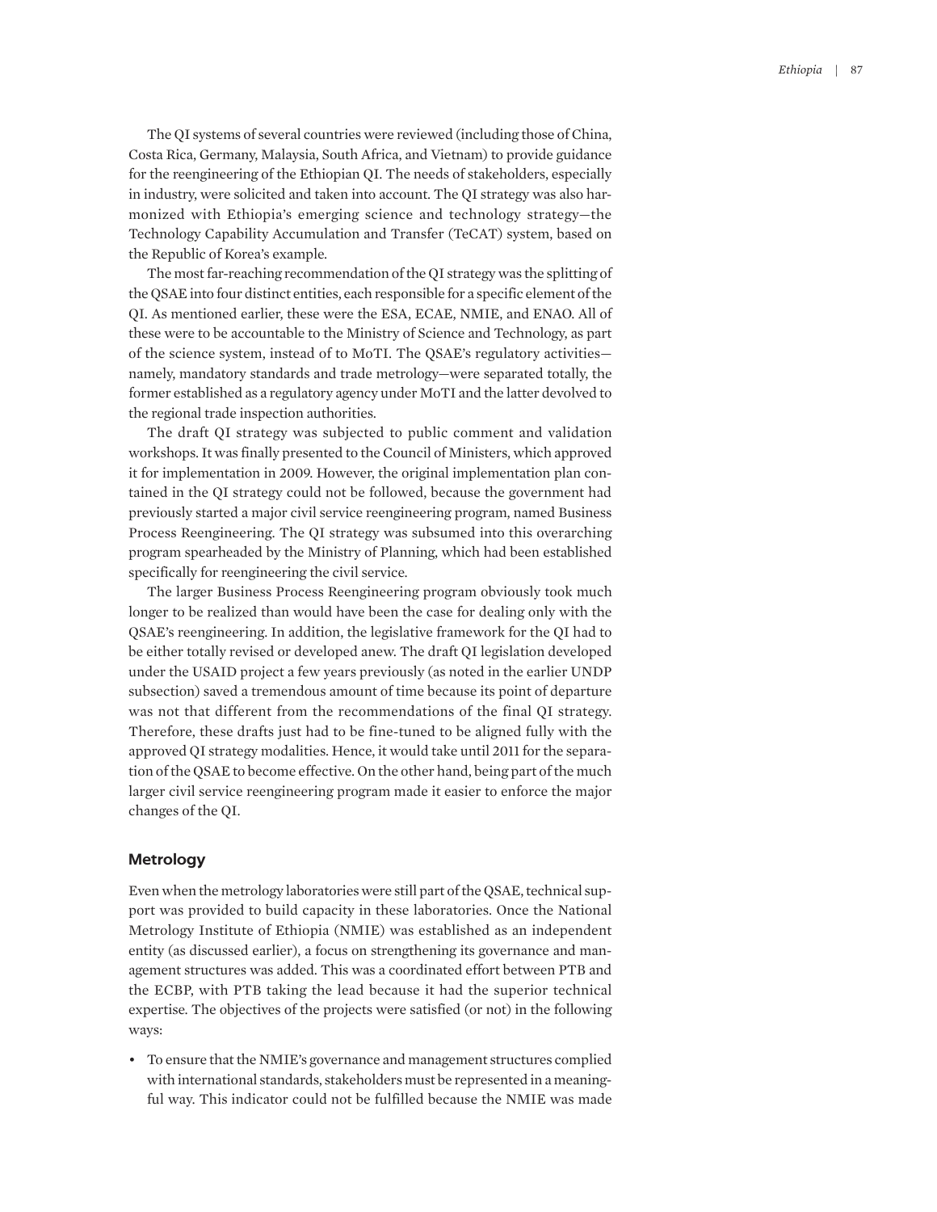The QI systems of several countries were reviewed (including those of China, Costa Rica, Germany, Malaysia, South Africa, and Vietnam) to provide guidance for the reengineering of the Ethiopian QI. The needs of stakeholders, especially in industry, were solicited and taken into account. The QI strategy was also harmonized with Ethiopia's emerging science and technology strategy—the Technology Capability Accumulation and Transfer (TeCAT) system, based on the Republic of Korea's example.

The most far-reaching recommendation of the QI strategy was the splitting of the QSAE into four distinct entities, each responsible for a specific element of the QI. As mentioned earlier, these were the ESA, ECAE, NMIE, and ENAO. All of these were to be accountable to the Ministry of Science and Technology, as part of the science system, instead of to MoTI. The QSAE's regulatory activities—namely, mandatory standards and trade metrology—were separated totally, the former established as a regulatory agency under MoTI and the latter devolved to the regional trade inspection authorities.

The draft QI strategy was subjected to public comment and validation workshops. It was finally presented to the Council of Ministers, which approved it for implementation in 2009. However, the original implementation plan contained in the QI strategy could not be followed, because the government had previously started a major civil service reengineering program, named Business Process Reengineering. The QI strategy was subsumed into this overarching program spearheaded by the Ministry of Planning, which had been established specifically for reengineering the civil service.

The larger Business Process Reengineering program obviously took much longer to be realized than would have been the case for dealing only with the QSAE's reengineering. In addition, the legislative framework for the QI had to be either totally revised or developed anew. The draft QI legislation developed under the USAID project a few years previously (as noted in the earlier UNDP subsection) saved a tremendous amount of time because its point of departure was not that different from the recommendations of the final QI strategy. Therefore, these drafts just had to be fine-tuned to be aligned fully with the approved QI strategy modalities. Hence, it would take until 2011 for the separation of the QSAE to become effective. On the other hand, being part of the much larger civil service reengineering program made it easier to enforce the major changes of the QI.

### Metrology

Even when the metrology laboratories were still part of the QSAE, technical support was provided to build capacity in these laboratories. Once the National Metrology Institute of Ethiopia (NMIE) was established as an independent entity (as discussed earlier), a focus on strengthening its governance and management structures was added. This was a coordinated effort between PTB and the ECBP, with PTB taking the lead because it had the superior technical expertise. The objectives of the projects were satisfied (or not) in the following ways:

- To ensure that the NMIE's governance and management structures complied with international standards, stakeholders must be represented in a meaningful way. This indicator could not be fulfilled because the NMIE was made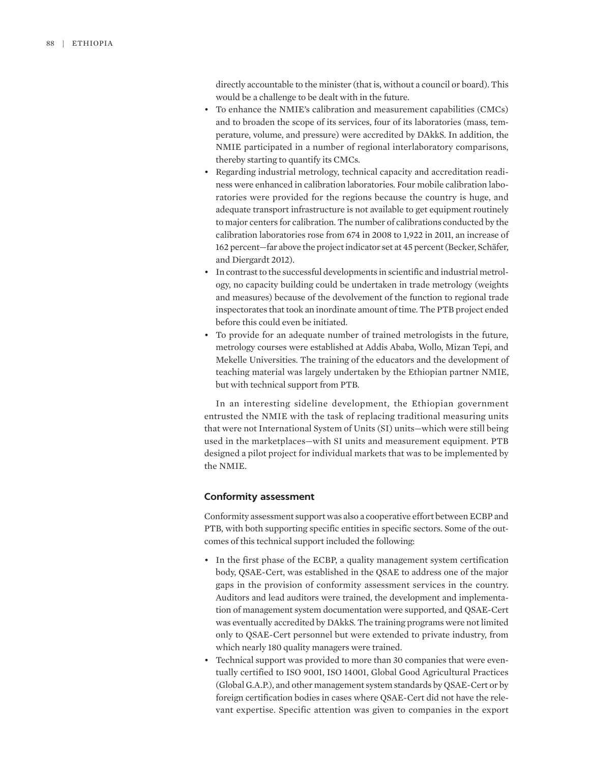directly accountable to the minister (that is, without a council or board). This would be a challenge to be dealt with in the future.

- To enhance the NMIE's calibration and measurement capabilities (CMCs) and to broaden the scope of its services, four of its laboratories (mass, temperature, volume, and pressure) were accredited by DAkkS. In addition, the NMIE participated in a number of regional interlaboratory comparisons, thereby starting to quantify its CMCs.
- Regarding industrial metrology, technical capacity and accreditation readiness were enhanced in calibration laboratories. Four mobile calibration laboratories were provided for the regions because the country is huge, and adequate transport infrastructure is not available to get equipment routinely to major centers for calibration. The number of calibrations conducted by the calibration laboratories rose from 674 in 2008 to 1,922 in 2011, an increase of 162 percent—far above the project indicator set at 45 percent (Becker, Schäfer, and Diergardt 2012).
- In contrast to the successful developments in scientific and industrial metrology, no capacity building could be undertaken in trade metrology (weights and measures) because of the devolvement of the function to regional trade inspectorates that took an inordinate amount of time. The PTB project ended before this could even be initiated.
- To provide for an adequate number of trained metrologists in the future, metrology courses were established at Addis Ababa, Wollo, Mizan Tepi, and Mekelle Universities. The training of the educators and the development of teaching material was largely undertaken by the Ethiopian partner NMIE, but with technical support from PTB.

In an interesting sideline development, the Ethiopian government entrusted the NMIE with the task of replacing traditional measuring units that were not International System of Units (SI) units—which were still being used in the marketplaces—with SI units and measurement equipment. PTB designed a pilot project for individual markets that was to be implemented by the NMIE.

### Conformity assessment

Conformity assessment support was also a cooperative effort between ECBP and PTB, with both supporting specific entities in specific sectors. Some of the outcomes of this technical support included the following:

- In the first phase of the ECBP, a quality management system certification body, QSAE-Cert, was established in the QSAE to address one of the major gaps in the provision of conformity assessment services in the country. Auditors and lead auditors were trained, the development and implementation of management system documentation were supported, and QSAE-Cert was eventually accredited by DAkkS. The training programs were not limited only to QSAE-Cert personnel but were extended to private industry, from which nearly 180 quality managers were trained.
- Technical support was provided to more than 30 companies that were eventually certified to ISO 9001, ISO 14001, Global Good Agricultural Practices (Global G.A.P.), and other management system standards by QSAE-Cert or by foreign certification bodies in cases where QSAE-Cert did not have the relevant expertise. Specific attention was given to companies in the export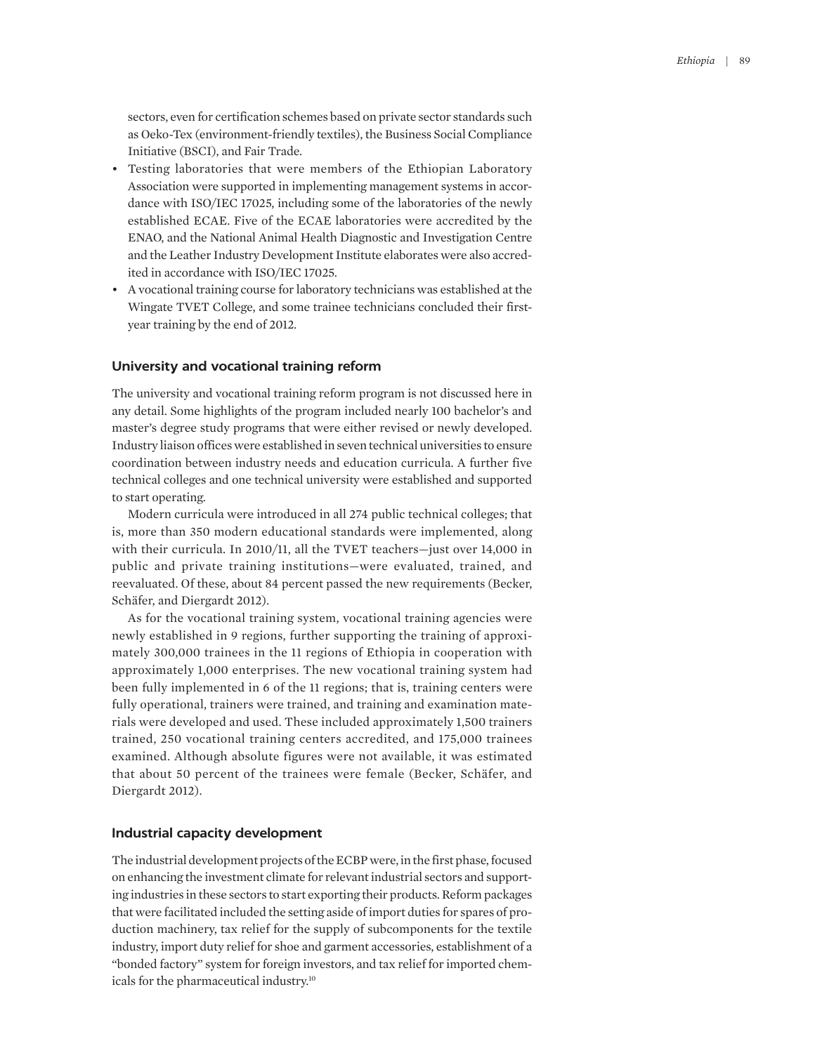sectors, even for certification schemes based on private sector standards such as Oeko-Tex (environment-friendly textiles), the Business Social Compliance Initiative (BSCI), and Fair Trade.

- Testing laboratories that were members of the Ethiopian Laboratory Association were supported in implementing management systems in accordance with ISO/IEC 17025, including some of the laboratories of the newly established ECAE. Five of the ECAE laboratories were accredited by the ENAO, and the National Animal Health Diagnostic and Investigation Centre and the Leather Industry Development Institute elaborates were also accredited in accordance with ISO/IEC 17025.
- A vocational training course for laboratory technicians was established at the Wingate TVET College, and some trainee technicians concluded their first-year training by the end of 2012.

### University and vocational training reform

The university and vocational training reform program is not discussed here in any detail. Some highlights of the program included nearly 100 bachelor's and master's degree study programs that were either revised or newly developed. Industry liaison offices were established in seven technical universities to ensure coordination between industry needs and education curricula. A further five technical colleges and one technical university were established and supported to start operating.

Modern curricula were introduced in all 274 public technical colleges; that is, more than 350 modern educational standards were implemented, along with their curricula. In 2010/11, all the TVET teachers—just over 14,000 in public and private training institutions—were evaluated, trained, and reevaluated. Of these, about 84 percent passed the new requirements (Becker, Schäfer, and Diergardt 2012).

As for the vocational training system, vocational training agencies were newly established in 9 regions, further supporting the training of approximately 300,000 trainees in the 11 regions of Ethiopia in cooperation with approximately 1,000 enterprises. The new vocational training system had been fully implemented in 6 of the 11 regions; that is, training centers were fully operational, trainers were trained, and training and examination materials were developed and used. These included approximately 1,500 trainers trained, 250 vocational training centers accredited, and 175,000 trainees examined. Although absolute figures were not available, it was estimated that about 50 percent of the trainees were female (Becker, Schäfer, and Diergardt 2012).

### Industrial capacity development

The industrial development projects of the ECBP were, in the first phase, focused on enhancing the investment climate for relevant industrial sectors and supporting industries in these sectors to start exporting their products. Reform packages that were facilitated included the setting aside of import duties for spares of production machinery, tax relief for the supply of subcomponents for the textile industry, import duty relief for shoe and garment accessories, establishment of a "bonded factory" system for foreign investors, and tax relief for imported chemicals for the pharmaceutical industry.[10]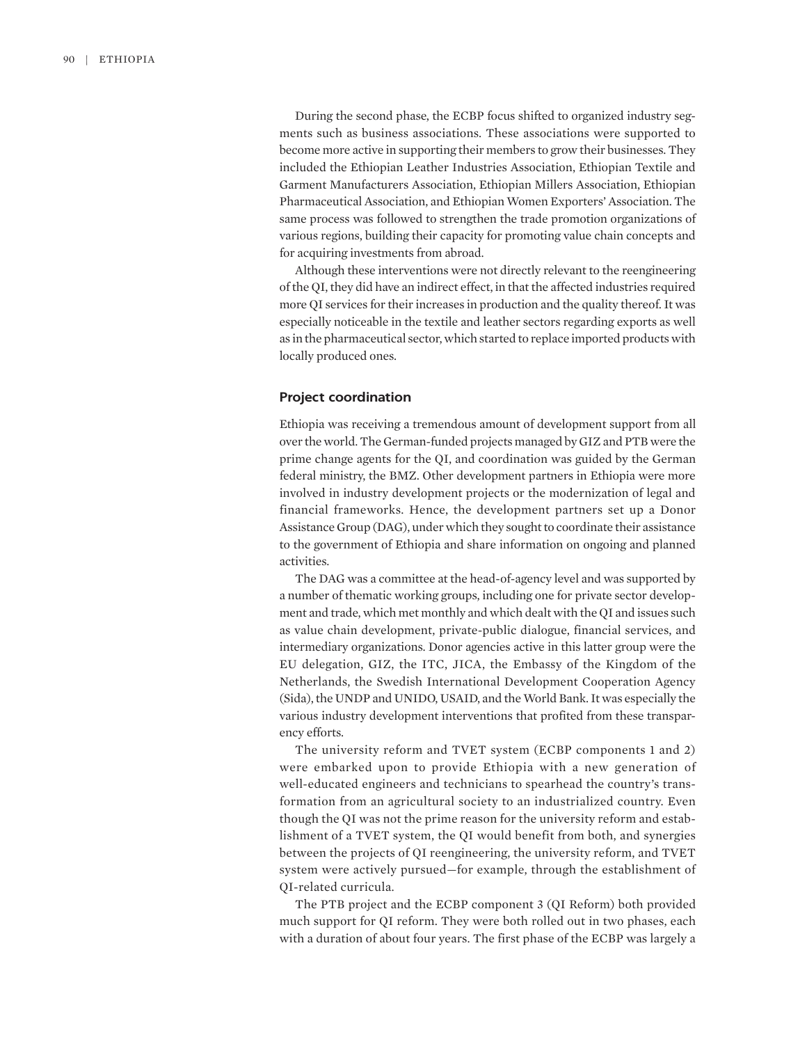During the second phase, the ECBP focus shifted to organized industry segments such as business associations. These associations were supported to become more active in supporting their members to grow their businesses. They included the Ethiopian Leather Industries Association, Ethiopian Textile and Garment Manufacturers Association, Ethiopian Millers Association, Ethiopian Pharmaceutical Association, and Ethiopian Women Exporters' Association. The same process was followed to strengthen the trade promotion organizations of various regions, building their capacity for promoting value chain concepts and for acquiring investments from abroad.

Although these interventions were not directly relevant to the reengineering of the QI, they did have an indirect effect, in that the affected industries required more QI services for their increases in production and the quality thereof. It was especially noticeable in the textile and leather sectors regarding exports as well as in the pharmaceutical sector, which started to replace imported products with locally produced ones.

### Project coordination

Ethiopia was receiving a tremendous amount of development support from all over the world. The German-funded projects managed by GIZ and PTB were the prime change agents for the QI, and coordination was guided by the German federal ministry, the BMZ. Other development partners in Ethiopia were more involved in industry development projects or the modernization of legal and financial frameworks. Hence, the development partners set up a Donor Assistance Group (DAG), under which they sought to coordinate their assistance to the government of Ethiopia and share information on ongoing and planned activities.

The DAG was a committee at the head-of-agency level and was supported by a number of thematic working groups, including one for private sector development and trade, which met monthly and which dealt with the QI and issues such as value chain development, private-public dialogue, financial services, and intermediary organizations. Donor agencies active in this latter group were the EU delegation, GIZ, the ITC, JICA, the Embassy of the Kingdom of the Netherlands, the Swedish International Development Cooperation Agency (Sida), the UNDP and UNIDO, USAID, and the World Bank. It was especially the various industry development interventions that profited from these transparency efforts.

The university reform and TVET system (ECBP components 1 and 2) were embarked upon to provide Ethiopia with a new generation of well-educated engineers and technicians to spearhead the country's transformation from an agricultural society to an industrialized country. Even though the QI was not the prime reason for the university reform and establishment of a TVET system, the QI would benefit from both, and synergies between the projects of QI reengineering, the university reform, and TVET system were actively pursued—for example, through the establishment of QI-related curricula.

The PTB project and the ECBP component 3 (QI Reform) both provided much support for QI reform. They were both rolled out in two phases, each with a duration of about four years. The first phase of the ECBP was largely a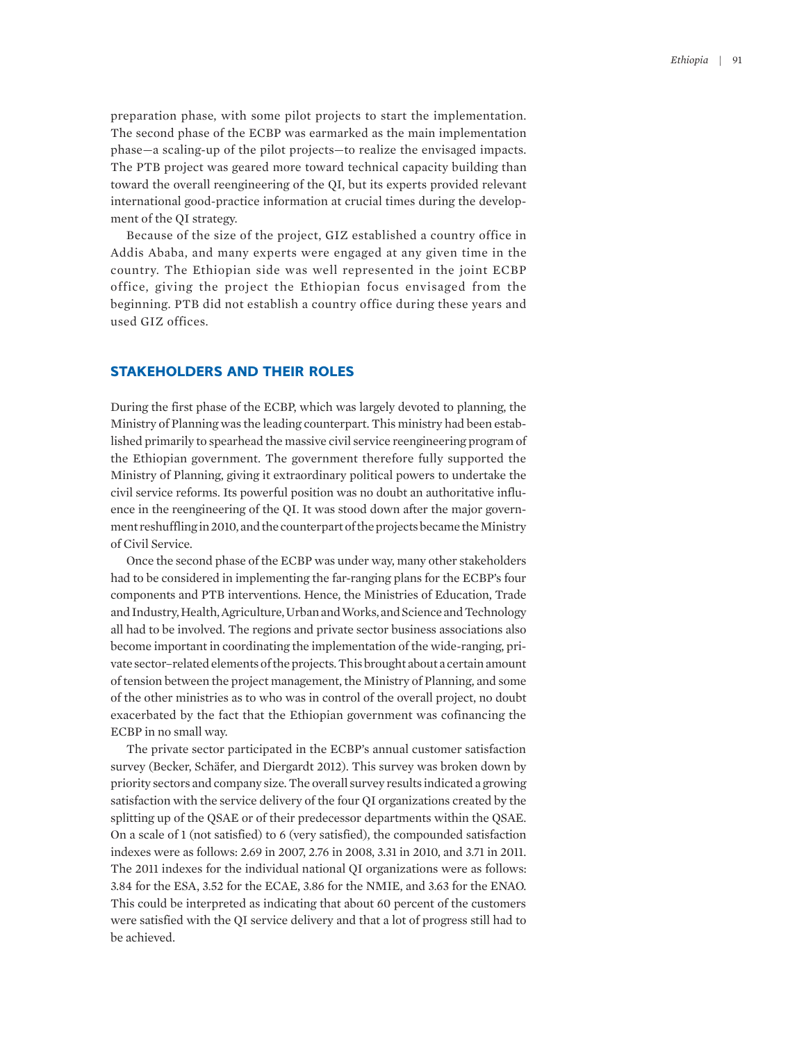preparation phase, with some pilot projects to start the implementation. The second phase of the ECBP was earmarked as the main implementation phase—a scaling-up of the pilot projects—to realize the envisaged impacts. The PTB project was geared more toward technical capacity building than toward the overall reengineering of the QI, but its experts provided relevant international good-practice information at crucial times during the development of the QI strategy.

Because of the size of the project, GIZ established a country office in Addis Ababa, and many experts were engaged at any given time in the country. The Ethiopian side was well represented in the joint ECBP office, giving the project the Ethiopian focus envisaged from the beginning. PTB did not establish a country office during these years and used GIZ offices.

## STAKEHOLDERS AND THEIR ROLES

During the first phase of the ECBP, which was largely devoted to planning, the Ministry of Planning was the leading counterpart. This ministry had been established primarily to spearhead the massive civil service reengineering program of the Ethiopian government. The government therefore fully supported the Ministry of Planning, giving it extraordinary political powers to undertake the civil service reforms. Its powerful position was no doubt an authoritative influence in the reengineering of the QI. It was stood down after the major government reshuffling in 2010, and the counterpart of the projects became the Ministry of Civil Service.

Once the second phase of the ECBP was under way, many other stakeholders had to be considered in implementing the far-ranging plans for the ECBP's four components and PTB interventions. Hence, the Ministries of Education, Trade and Industry, Health, Agriculture, Urban and Works, and Science and Technology all had to be involved. The regions and private sector business associations also become important in coordinating the implementation of the wide-ranging, private sector–related elements of the projects. This brought about a certain amount of tension between the project management, the Ministry of Planning, and some of the other ministries as to who was in control of the overall project, no doubt exacerbated by the fact that the Ethiopian government was cofinancing the ECBP in no small way.

The private sector participated in the ECBP's annual customer satisfaction survey (Becker, Schäfer, and Diergardt 2012). This survey was broken down by priority sectors and company size. The overall survey results indicated a growing satisfaction with the service delivery of the four QI organizations created by the splitting up of the QSAE or of their predecessor departments within the QSAE. On a scale of 1 (not satisfied) to 6 (very satisfied), the compounded satisfaction indexes were as follows: 2.69 in 2007, 2.76 in 2008, 3.31 in 2010, and 3.71 in 2011. The 2011 indexes for the individual national QI organizations were as follows: 3.84 for the ESA, 3.52 for the ECAE, 3.86 for the NMIE, and 3.63 for the ENAO. This could be interpreted as indicating that about 60 percent of the customers were satisfied with the QI service delivery and that a lot of progress still had to be achieved.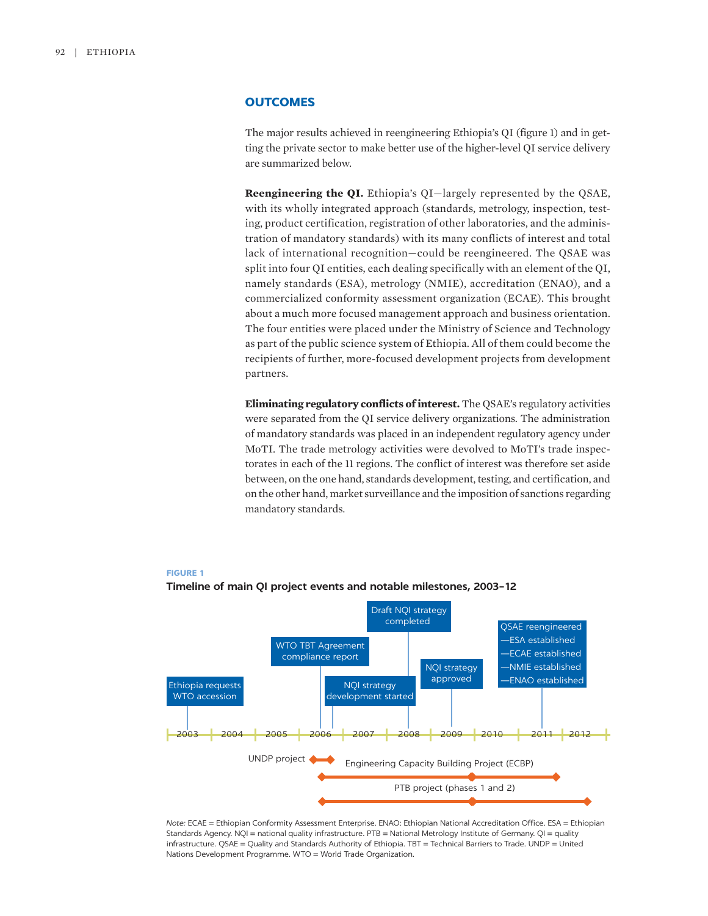## OUTCOMES

The major results achieved in reengineering Ethiopia's QI (figure 1) and in getting the private sector to make better use of the higher-level QI service delivery are summarized below.

**Reengineering the QI.** Ethiopia's QI—largely represented by the QSAE, with its wholly integrated approach (standards, metrology, inspection, testing, product certification, registration of other laboratories, and the administration of mandatory standards) with its many conflicts of interest and total lack of international recognition—could be reengineered. The QSAE was split into four QI entities, each dealing specifically with an element of the QI, namely standards (ESA), metrology (NMIE), accreditation (ENAO), and a commercialized conformity assessment organization (ECAE). This brought about a much more focused management approach and business orientation. The four entities were placed under the Ministry of Science and Technology as part of the public science system of Ethiopia. All of them could become the recipients of further, more-focused development projects from development partners.

**Eliminating regulatory conflicts of interest.** The QSAE's regulatory activities were separated from the QI service delivery organizations. The administration of mandatory standards was placed in an independent regulatory agency under MoTI. The trade metrology activities were devolved to MoTI's trade inspectorates in each of the 11 regions. The conflict of interest was therefore set aside between, on the one hand, standards development, testing, and certification, and on the other hand, market surveillance and the imposition of sanctions regarding mandatory standards.

**FIGURE 1**

**Timeline of main QI project events and notable milestones, 2003–12**

- 2003: Ethiopia requests WTO accession
- 2006: WTO TBT Agreement compliance report
- 2006: NQI strategy development started
- 2008: Draft NQI strategy completed
- 2009: NQI strategy approved
- 2011: QSAE reengineered —ESA established —ECAE established —NMIE established —ENAO established

Projects: UNDP project; Engineering Capacity Building Project (ECBP); PTB project (phases 1 and 2)

*Note:* ECAE = Ethiopian Conformity Assessment Enterprise. ENAO: Ethiopian National Accreditation Office. ESA = Ethiopian Standards Agency. NQI = national quality infrastructure. PTB = National Metrology Institute of Germany. QI = quality infrastructure. QSAE = Quality and Standards Authority of Ethiopia. TBT = Technical Barriers to Trade. UNDP = United Nations Development Programme. WTO = World Trade Organization.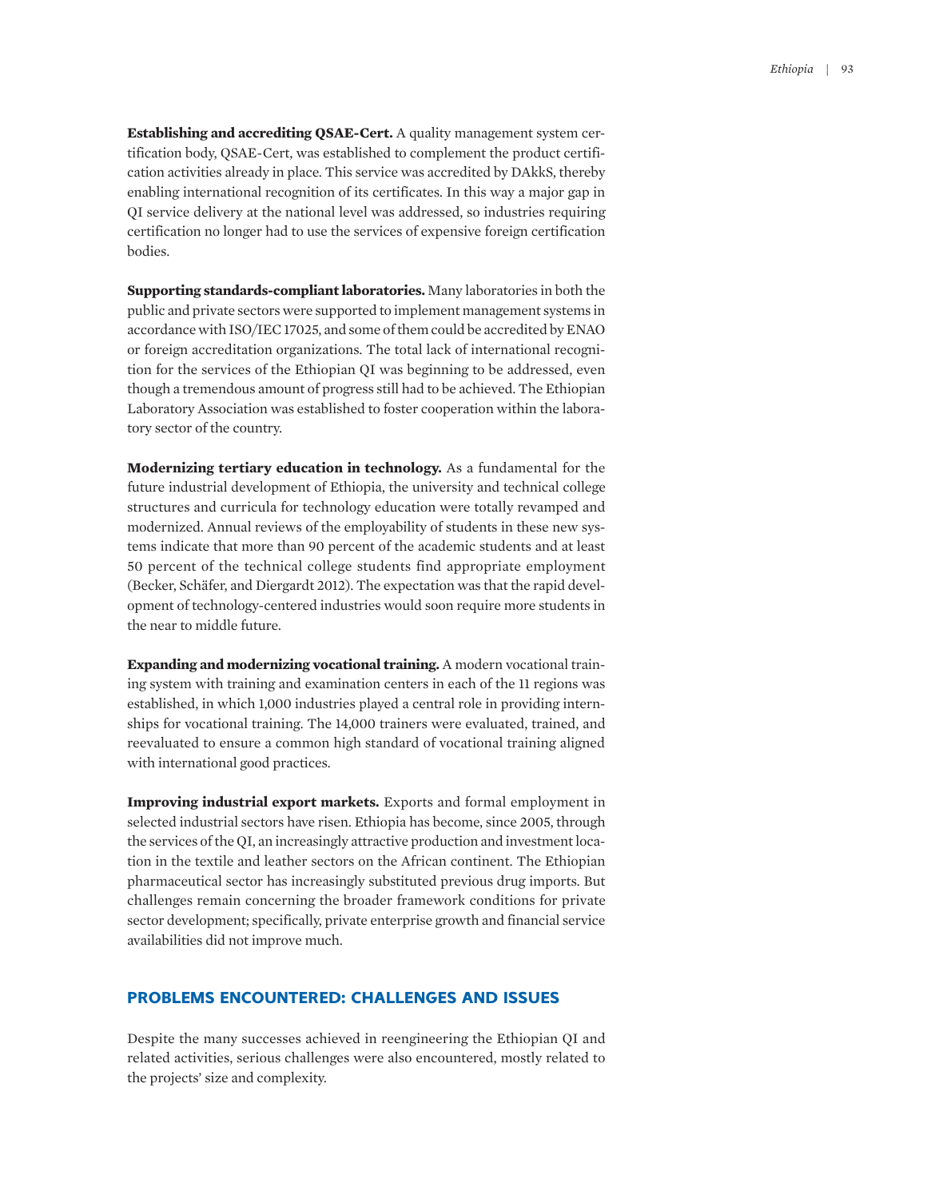**Establishing and accrediting QSAE-Cert.** A quality management system certification body, QSAE-Cert, was established to complement the product certification activities already in place. This service was accredited by DAkkS, thereby enabling international recognition of its certificates. In this way a major gap in QI service delivery at the national level was addressed, so industries requiring certification no longer had to use the services of expensive foreign certification bodies.

**Supporting standards-compliant laboratories.** Many laboratories in both the public and private sectors were supported to implement management systems in accordance with ISO/IEC 17025, and some of them could be accredited by ENAO or foreign accreditation organizations. The total lack of international recognition for the services of the Ethiopian QI was beginning to be addressed, even though a tremendous amount of progress still had to be achieved. The Ethiopian Laboratory Association was established to foster cooperation within the laboratory sector of the country.

**Modernizing tertiary education in technology.** As a fundamental for the future industrial development of Ethiopia, the university and technical college structures and curricula for technology education were totally revamped and modernized. Annual reviews of the employability of students in these new systems indicate that more than 90 percent of the academic students and at least 50 percent of the technical college students find appropriate employment (Becker, Schäfer, and Diergardt 2012). The expectation was that the rapid development of technology-centered industries would soon require more students in the near to middle future.

**Expanding and modernizing vocational training.** A modern vocational training system with training and examination centers in each of the 11 regions was established, in which 1,000 industries played a central role in providing internships for vocational training. The 14,000 trainers were evaluated, trained, and reevaluated to ensure a common high standard of vocational training aligned with international good practices.

**Improving industrial export markets.** Exports and formal employment in selected industrial sectors have risen. Ethiopia has become, since 2005, through the services of the QI, an increasingly attractive production and investment location in the textile and leather sectors on the African continent. The Ethiopian pharmaceutical sector has increasingly substituted previous drug imports. But challenges remain concerning the broader framework conditions for private sector development; specifically, private enterprise growth and financial service availabilities did not improve much.

## PROBLEMS ENCOUNTERED: CHALLENGES AND ISSUES

Despite the many successes achieved in reengineering the Ethiopian QI and related activities, serious challenges were also encountered, mostly related to the projects' size and complexity.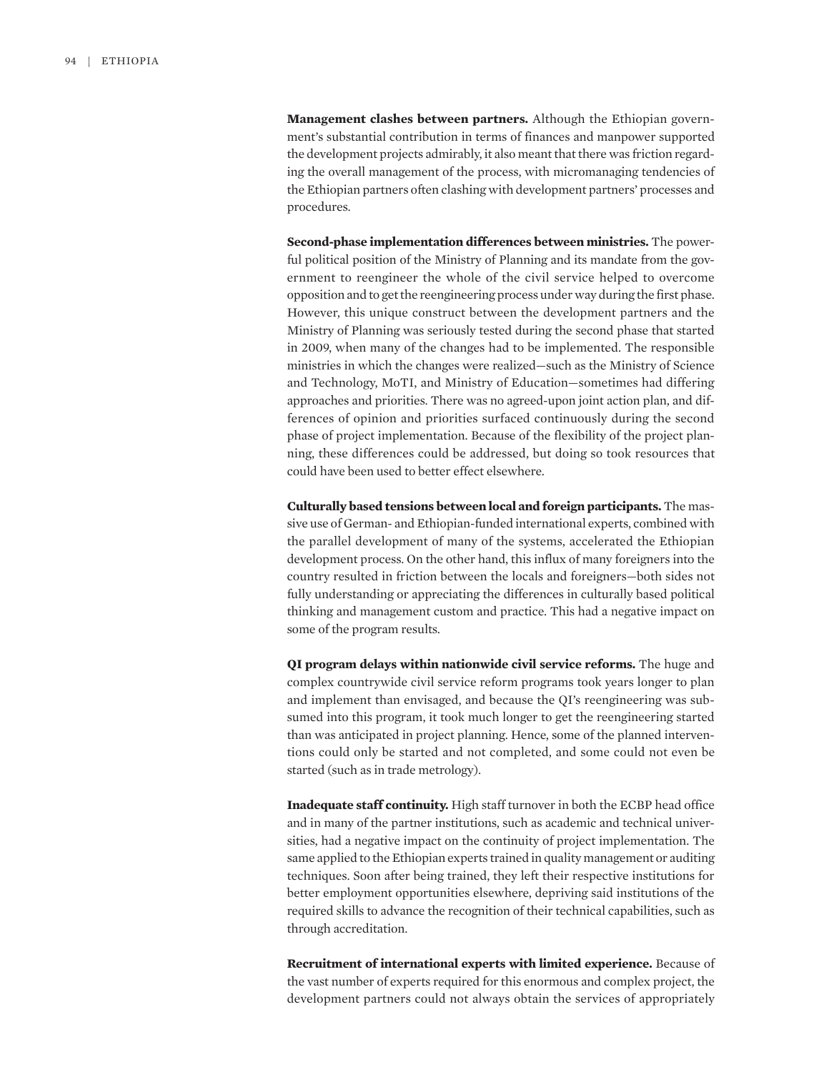**Management clashes between partners.** Although the Ethiopian government's substantial contribution in terms of finances and manpower supported the development projects admirably, it also meant that there was friction regarding the overall management of the process, with micromanaging tendencies of the Ethiopian partners often clashing with development partners' processes and procedures.

**Second-phase implementation differences between ministries.** The powerful political position of the Ministry of Planning and its mandate from the government to reengineer the whole of the civil service helped to overcome opposition and to get the reengineering process under way during the first phase. However, this unique construct between the development partners and the Ministry of Planning was seriously tested during the second phase that started in 2009, when many of the changes had to be implemented. The responsible ministries in which the changes were realized—such as the Ministry of Science and Technology, MoTI, and Ministry of Education—sometimes had differing approaches and priorities. There was no agreed-upon joint action plan, and differences of opinion and priorities surfaced continuously during the second phase of project implementation. Because of the flexibility of the project planning, these differences could be addressed, but doing so took resources that could have been used to better effect elsewhere.

**Culturally based tensions between local and foreign participants.** The massive use of German- and Ethiopian-funded international experts, combined with the parallel development of many of the systems, accelerated the Ethiopian development process. On the other hand, this influx of many foreigners into the country resulted in friction between the locals and foreigners—both sides not fully understanding or appreciating the differences in culturally based political thinking and management custom and practice. This had a negative impact on some of the program results.

**QI program delays within nationwide civil service reforms.** The huge and complex countrywide civil service reform programs took years longer to plan and implement than envisaged, and because the QI's reengineering was subsumed into this program, it took much longer to get the reengineering started than was anticipated in project planning. Hence, some of the planned interventions could only be started and not completed, and some could not even be started (such as in trade metrology).

**Inadequate staff continuity.** High staff turnover in both the ECBP head office and in many of the partner institutions, such as academic and technical universities, had a negative impact on the continuity of project implementation. The same applied to the Ethiopian experts trained in quality management or auditing techniques. Soon after being trained, they left their respective institutions for better employment opportunities elsewhere, depriving said institutions of the required skills to advance the recognition of their technical capabilities, such as through accreditation.

**Recruitment of international experts with limited experience.** Because of the vast number of experts required for this enormous and complex project, the development partners could not always obtain the services of appropriately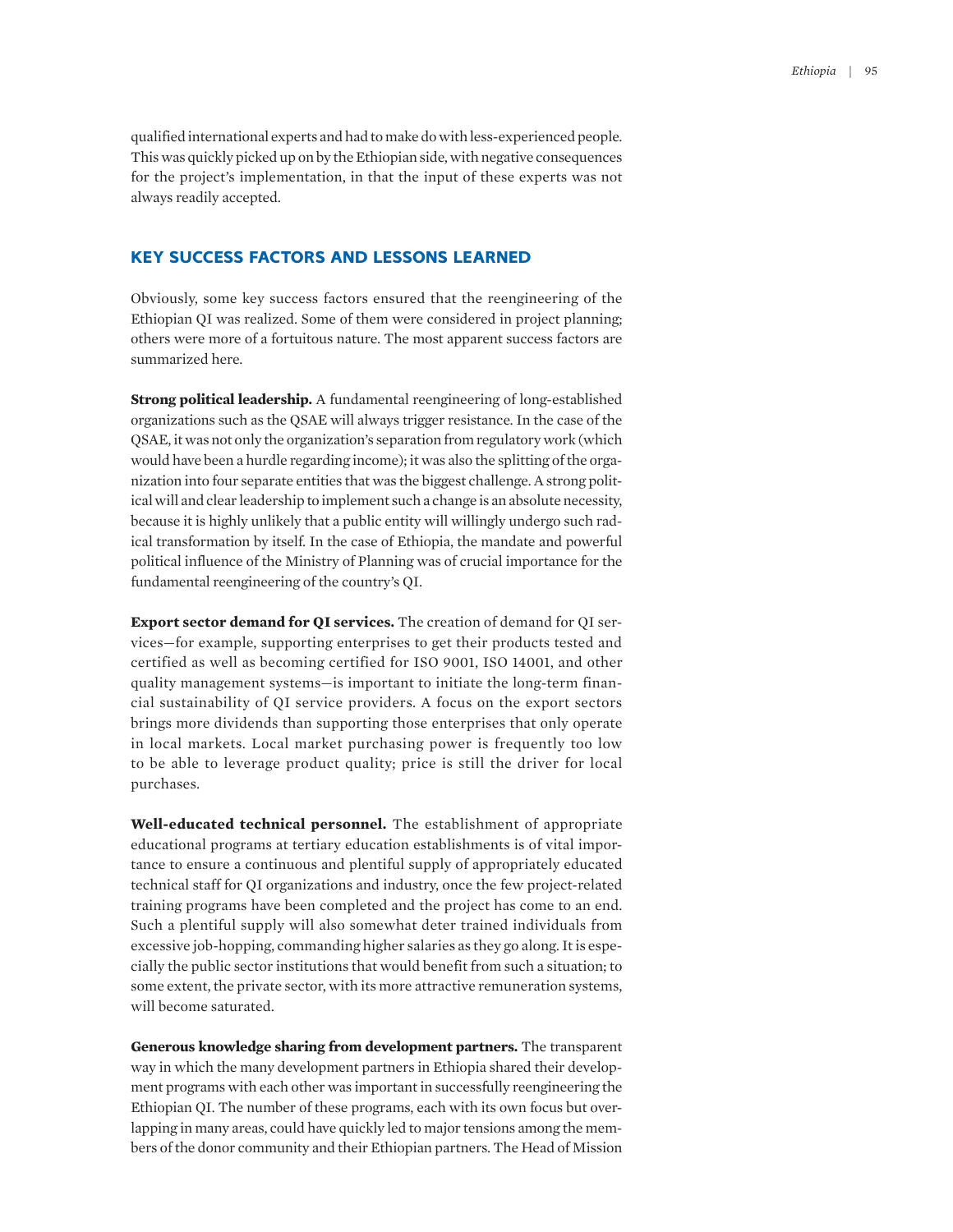qualified international experts and had to make do with less-experienced people. This was quickly picked up on by the Ethiopian side, with negative consequences for the project's implementation, in that the input of these experts was not always readily accepted.

## KEY SUCCESS FACTORS AND LESSONS LEARNED

Obviously, some key success factors ensured that the reengineering of the Ethiopian QI was realized. Some of them were considered in project planning; others were more of a fortuitous nature. The most apparent success factors are summarized here.

**Strong political leadership.** A fundamental reengineering of long-established organizations such as the QSAE will always trigger resistance. In the case of the QSAE, it was not only the organization's separation from regulatory work (which would have been a hurdle regarding income); it was also the splitting of the organization into four separate entities that was the biggest challenge. A strong political will and clear leadership to implement such a change is an absolute necessity, because it is highly unlikely that a public entity will willingly undergo such radical transformation by itself. In the case of Ethiopia, the mandate and powerful political influence of the Ministry of Planning was of crucial importance for the fundamental reengineering of the country's QI.

**Export sector demand for QI services.** The creation of demand for QI services—for example, supporting enterprises to get their products tested and certified as well as becoming certified for ISO 9001, ISO 14001, and other quality management systems—is important to initiate the long-term financial sustainability of QI service providers. A focus on the export sectors brings more dividends than supporting those enterprises that only operate in local markets. Local market purchasing power is frequently too low to be able to leverage product quality; price is still the driver for local purchases.

**Well-educated technical personnel.** The establishment of appropriate educational programs at tertiary education establishments is of vital importance to ensure a continuous and plentiful supply of appropriately educated technical staff for QI organizations and industry, once the few project-related training programs have been completed and the project has come to an end. Such a plentiful supply will also somewhat deter trained individuals from excessive job-hopping, commanding higher salaries as they go along. It is especially the public sector institutions that would benefit from such a situation; to some extent, the private sector, with its more attractive remuneration systems, will become saturated.

**Generous knowledge sharing from development partners.** The transparent way in which the many development partners in Ethiopia shared their development programs with each other was important in successfully reengineering the Ethiopian QI. The number of these programs, each with its own focus but overlapping in many areas, could have quickly led to major tensions among the members of the donor community and their Ethiopian partners. The Head of Mission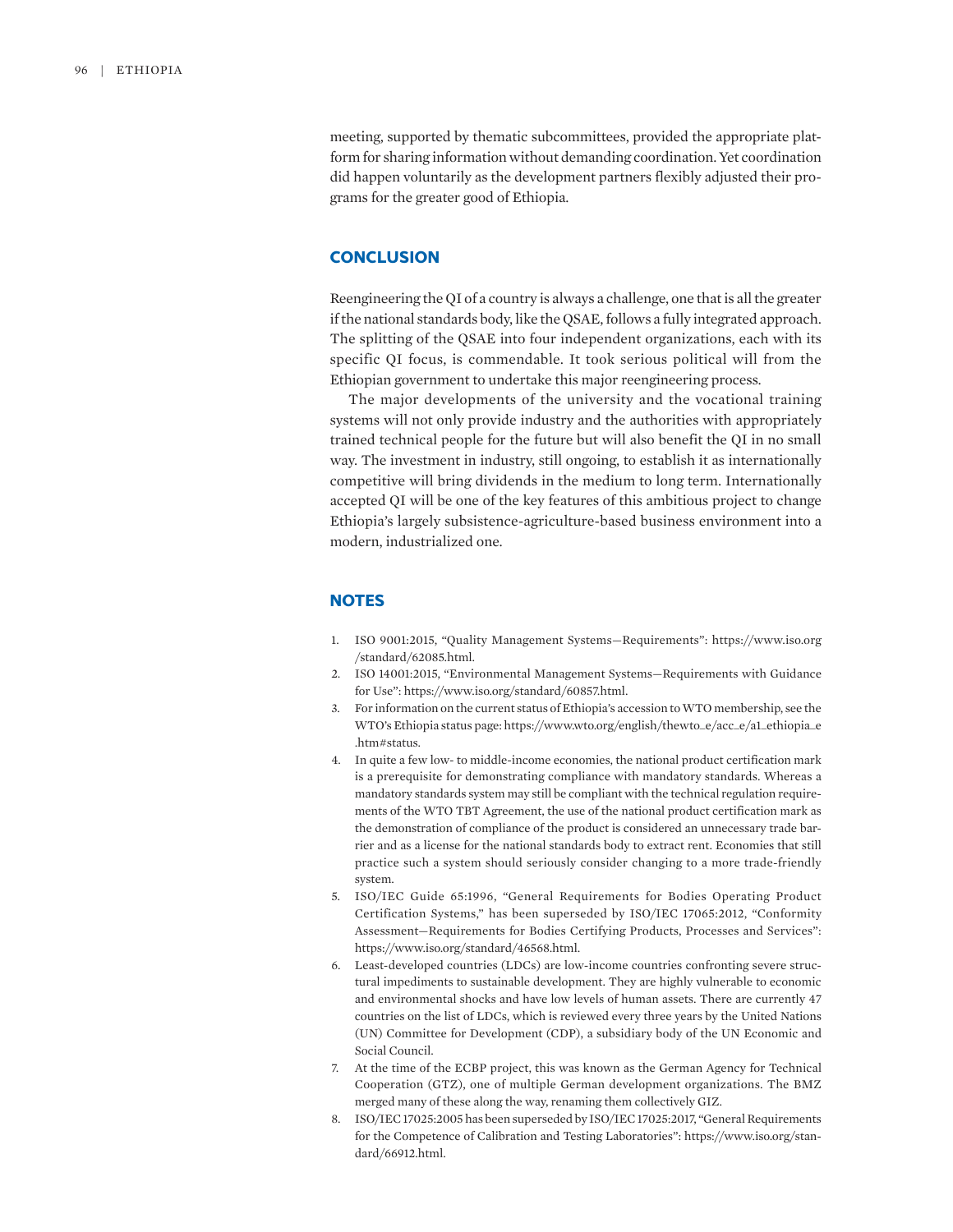meeting, supported by thematic subcommittees, provided the appropriate platform for sharing information without demanding coordination. Yet coordination did happen voluntarily as the development partners flexibly adjusted their programs for the greater good of Ethiopia.

## CONCLUSION

Reengineering the QI of a country is always a challenge, one that is all the greater if the national standards body, like the QSAE, follows a fully integrated approach. The splitting of the QSAE into four independent organizations, each with its specific QI focus, is commendable. It took serious political will from the Ethiopian government to undertake this major reengineering process.

The major developments of the university and the vocational training systems will not only provide industry and the authorities with appropriately trained technical people for the future but will also benefit the QI in no small way. The investment in industry, still ongoing, to establish it as internationally competitive will bring dividends in the medium to long term. Internationally accepted QI will be one of the key features of this ambitious project to change Ethiopia's largely subsistence-agriculture-based business environment into a modern, industrialized one.

## NOTES

1. ISO 9001:2015, "Quality Management Systems—Requirements": https://www.iso.org/standard/62085.html.
2. ISO 14001:2015, "Environmental Management Systems—Requirements with Guidance for Use": https://www.iso.org/standard/60857.html.
3. For information on the current status of Ethiopia's accession to WTO membership, see the WTO's Ethiopia status page: https://www.wto.org/english/thewto_e/acc_e/a1_ethiopia_e.htm#status.
4. In quite a few low- to middle-income economies, the national product certification mark is a prerequisite for demonstrating compliance with mandatory standards. Whereas a mandatory standards system may still be compliant with the technical regulation requirements of the WTO TBT Agreement, the use of the national product certification mark as the demonstration of compliance of the product is considered an unnecessary trade barrier and as a license for the national standards body to extract rent. Economies that still practice such a system should seriously consider changing to a more trade-friendly system.
5. ISO/IEC Guide 65:1996, "General Requirements for Bodies Operating Product Certification Systems," has been superseded by ISO/IEC 17065:2012, "Conformity Assessment—Requirements for Bodies Certifying Products, Processes and Services": https://www.iso.org/standard/46568.html.
6. Least-developed countries (LDCs) are low-income countries confronting severe structural impediments to sustainable development. They are highly vulnerable to economic and environmental shocks and have low levels of human assets. There are currently 47 countries on the list of LDCs, which is reviewed every three years by the United Nations (UN) Committee for Development (CDP), a subsidiary body of the UN Economic and Social Council.
7. At the time of the ECBP project, this was known as the German Agency for Technical Cooperation (GTZ), one of multiple German development organizations. The BMZ merged many of these along the way, renaming them collectively GIZ.
8. ISO/IEC 17025:2005 has been superseded by ISO/IEC 17025:2017, "General Requirements for the Competence of Calibration and Testing Laboratories": https://www.iso.org/standard/66912.html.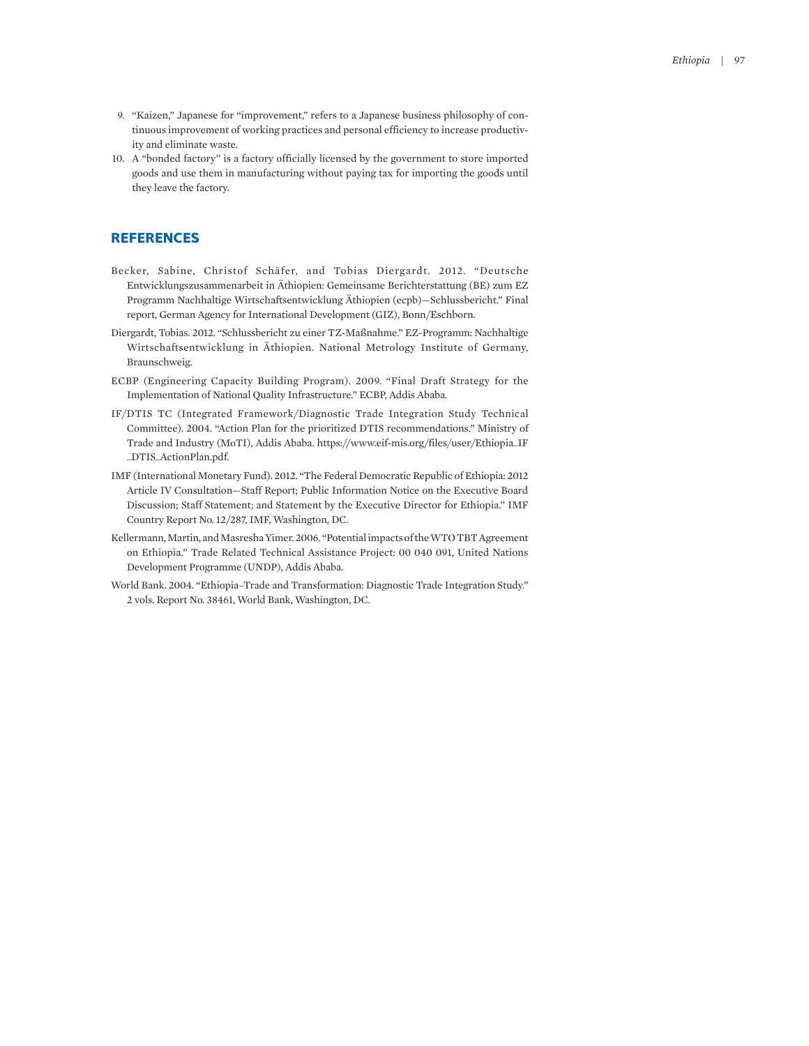9. "Kaizen," Japanese for "improvement," refers to a Japanese business philosophy of continuous improvement of working practices and personal efficiency to increase productivity and eliminate waste.
10. A "bonded factory" is a factory officially licensed by the government to store imported goods and use them in manufacturing without paying tax for importing the goods until they leave the factory.

## REFERENCES

Becker, Sabine, Christof Schäfer, and Tobias Diergardt. 2012. "Deutsche Entwicklungszusammenarbeit in Äthiopien: Gemeinsame Berichterstattung (BE) zum EZ Programm Nachhaltige Wirtschaftsentwicklung Äthiopien (ecpb)—Schlussbericht." Final report, German Agency for International Development (GIZ), Bonn/Eschborn.

Diergardt, Tobias. 2012. "Schlussbericht zu einer TZ-Maßnahme." EZ-Programm: Nachhaltige Wirtschaftsentwicklung in Äthiopien. National Metrology Institute of Germany, Braunschweig.

ECBP (Engineering Capacity Building Program). 2009. "Final Draft Strategy for the Implementation of National Quality Infrastructure." ECBP, Addis Ababa.

IF/DTIS TC (Integrated Framework/Diagnostic Trade Integration Study Technical Committee). 2004. "Action Plan for the prioritized DTIS recommendations." Ministry of Trade and Industry (MoTI), Addis Ababa. https://www.eif-mis.org/files/user/Ethiopia_IF_DTIS_ActionPlan.pdf.

IMF (International Monetary Fund). 2012. "The Federal Democratic Republic of Ethiopia: 2012 Article IV Consultation—Staff Report; Public Information Notice on the Executive Board Discussion; Staff Statement; and Statement by the Executive Director for Ethiopia." IMF Country Report No. 12/287, IMF, Washington, DC.

Kellermann, Martin, and Masresha Yimer. 2006. "Potential impacts of the WTO TBT Agreement on Ethiopia." Trade Related Technical Assistance Project: 00 040 091, United Nations Development Programme (UNDP), Addis Ababa.

World Bank. 2004. "Ethiopia–Trade and Transformation: Diagnostic Trade Integration Study." 2 vols. Report No. 38461, World Bank, Washington, DC.